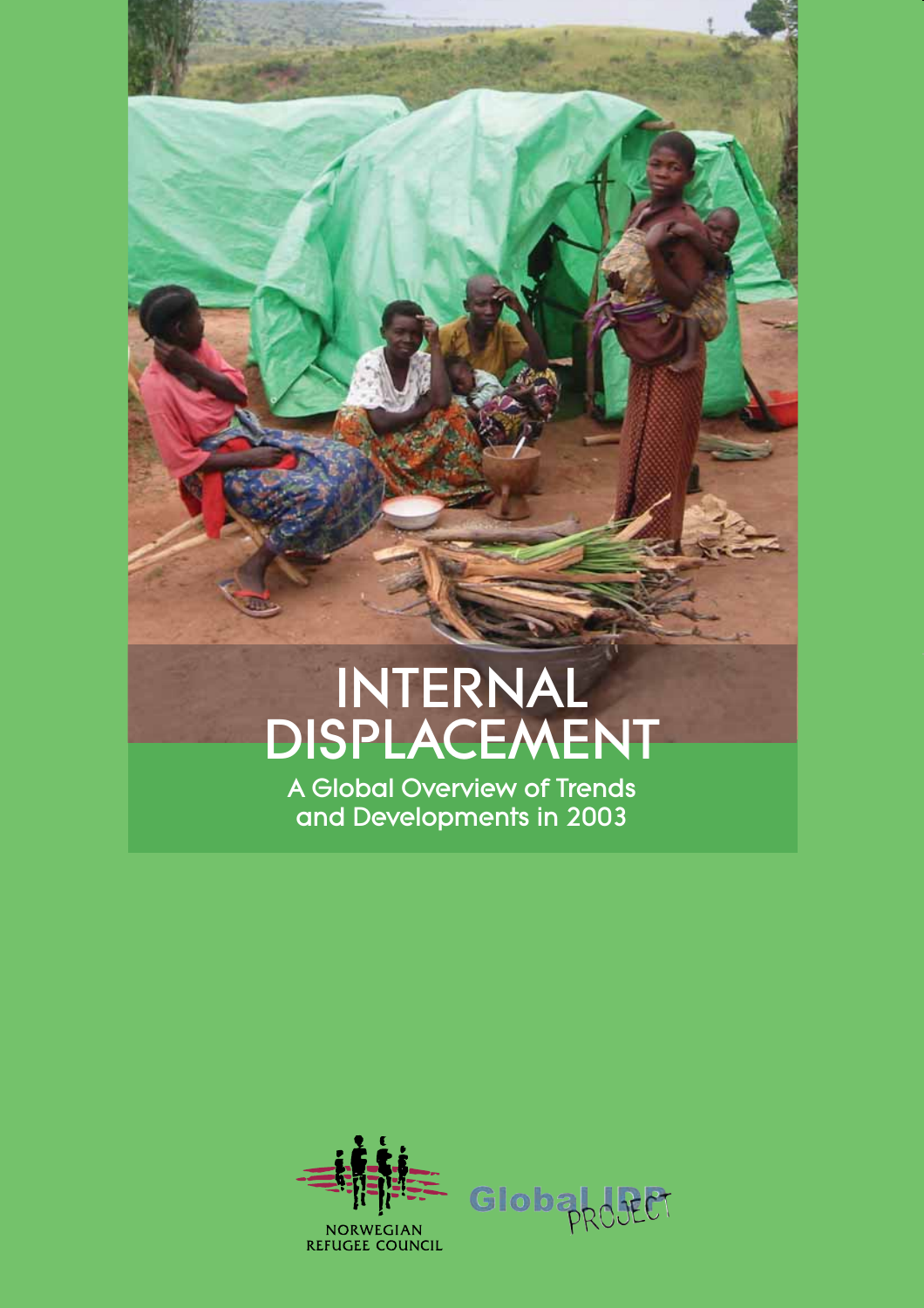# INTERNAL DISPLACEMENT

## A Global Overview of Trends and Developments in 2003

NORWEGIAN REFUGEE COUNCIL

Global IDP PROJECT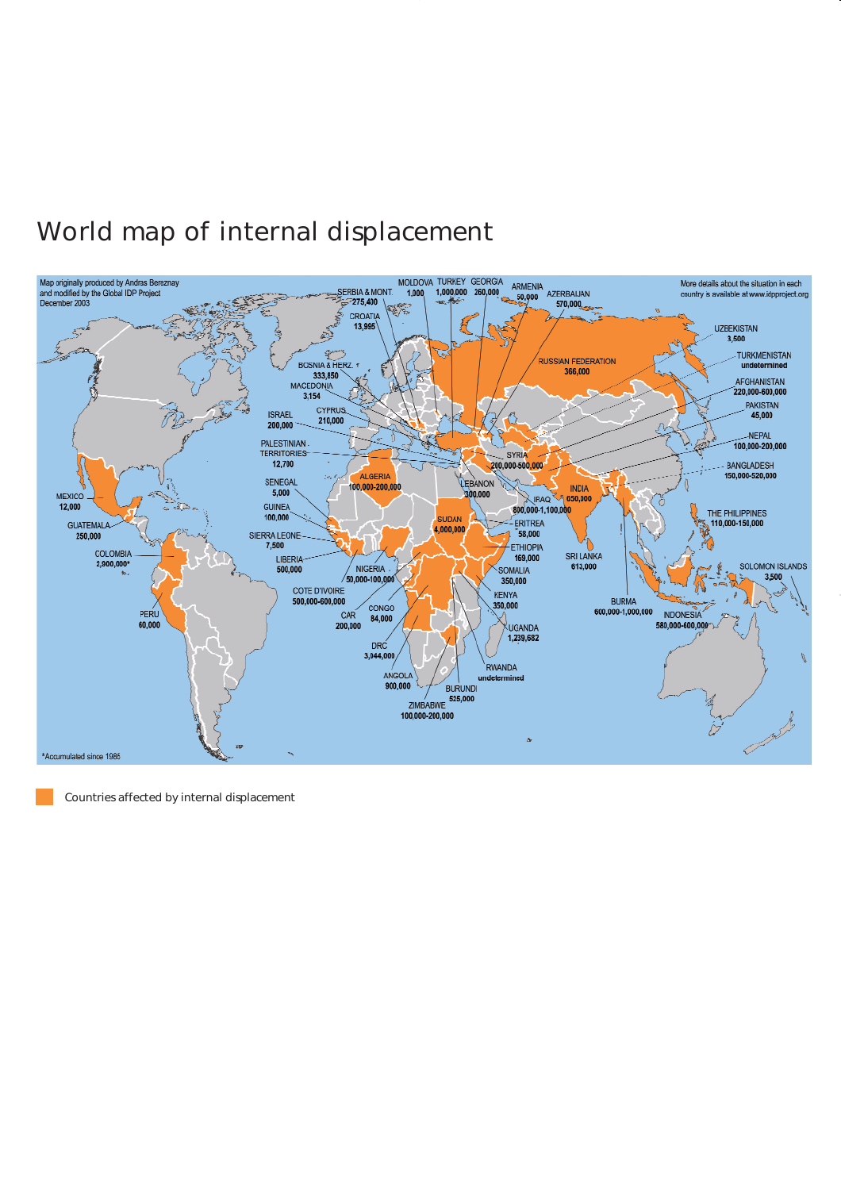# World map of internal displacement

Map originally produced by Andras Bereznay and modified by the Global IDP Project December 2003

More details about the situation in each country is available at www.idpproject.org

SERBIA & MONT. 275,400
CROATIA 13,995
BOSNIA & HERZ. 333,850
MACEDONIA 3,154
CYPRUS 210,000
ISRAEL 200,000
PALESTINIAN TERRITORIES 12,700
MOLDOVA 1,000
TURKEY 1,000,000
GEORGIA 260,000
ARMENIA 50,000
AZERBAIJAN 570,000
RUSSIAN FEDERATION 366,000
UZBEKISTAN 3,500
TURKMENISTAN undetermined
AFGHANISTAN 220,000-600,000
PAKISTAN 45,000
NEPAL 100,000-200,000
BANGLADESH 150,000-520,000
SYRIA 200,000-500,000
LEBANON 300,000
IRAQ 800,000-1,100,000
INDIA 650,000
SRI LANKA 613,000
THE PHILIPPINES 110,000-150,000
SOLOMON ISLANDS 3,500
BURMA 600,000-1,000,000
INDONESIA 580,000-600,000
ALGERIA 100,000-200,000
SENEGAL 5,000
GUINEA 100,000
SIERRA LEONE 7,500
LIBERIA 500,000
NIGERIA 50,000-100,000
COTE D'IVOIRE 500,000-600,000
CAR 200,000
CONGO 84,000
DRC 3,044,000
ANGOLA 900,000
ZIMBABWE 100,000-200,000
BURUNDI 525,000
RWANDA undetermined
UGANDA 1,239,682
KENYA 350,000
SOMALIA 350,000
ETHIOPIA 169,000
ERITREA 58,000
SUDAN 4,000,000
MEXICO 12,000
GUATEMALA 250,000
COLOMBIA 2,900,000*
PERU 60,000

*Accumulated since 1985

Countries affected by internal displacement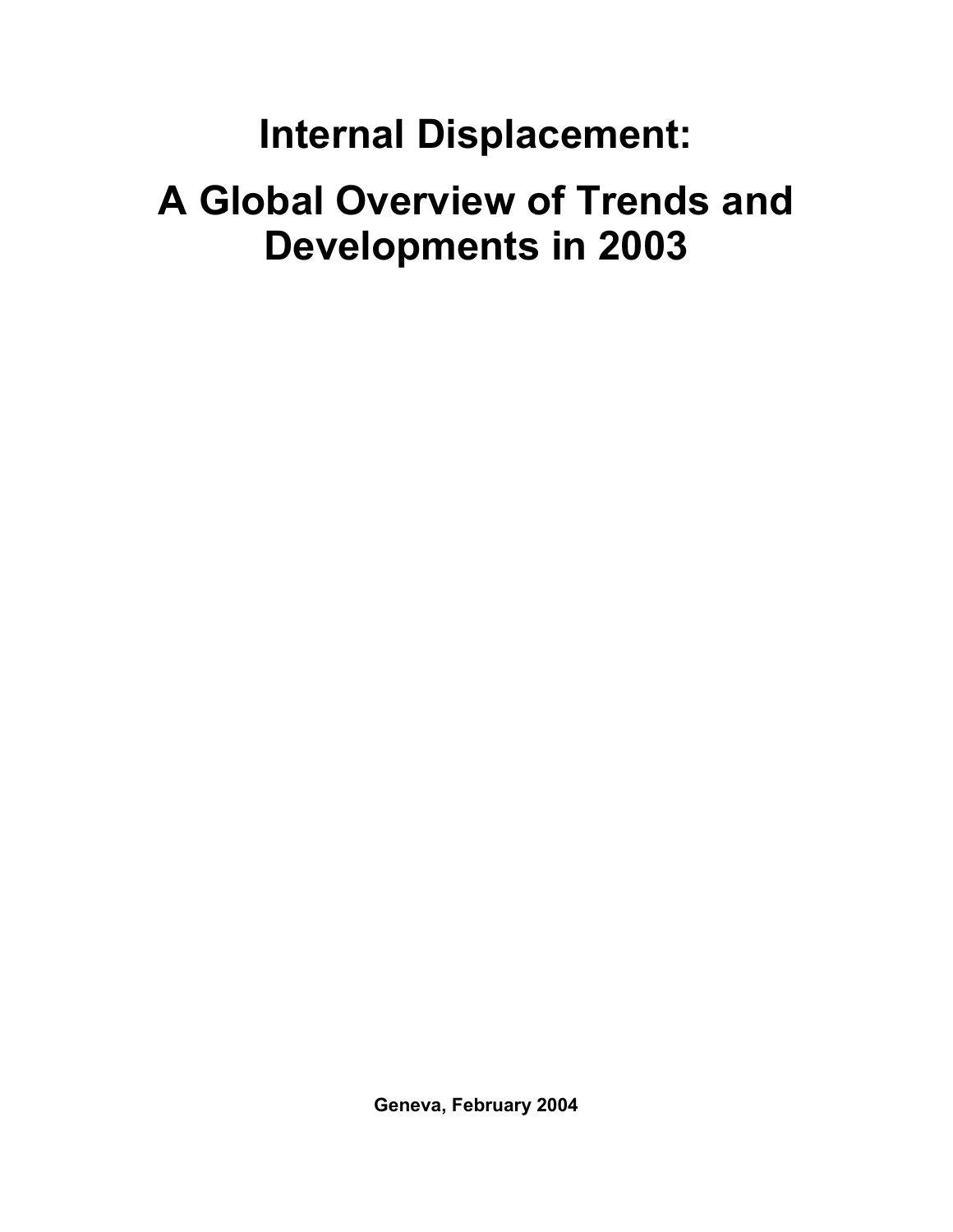# Internal Displacement:

# A Global Overview of Trends and Developments in 2003

**Geneva, February 2004**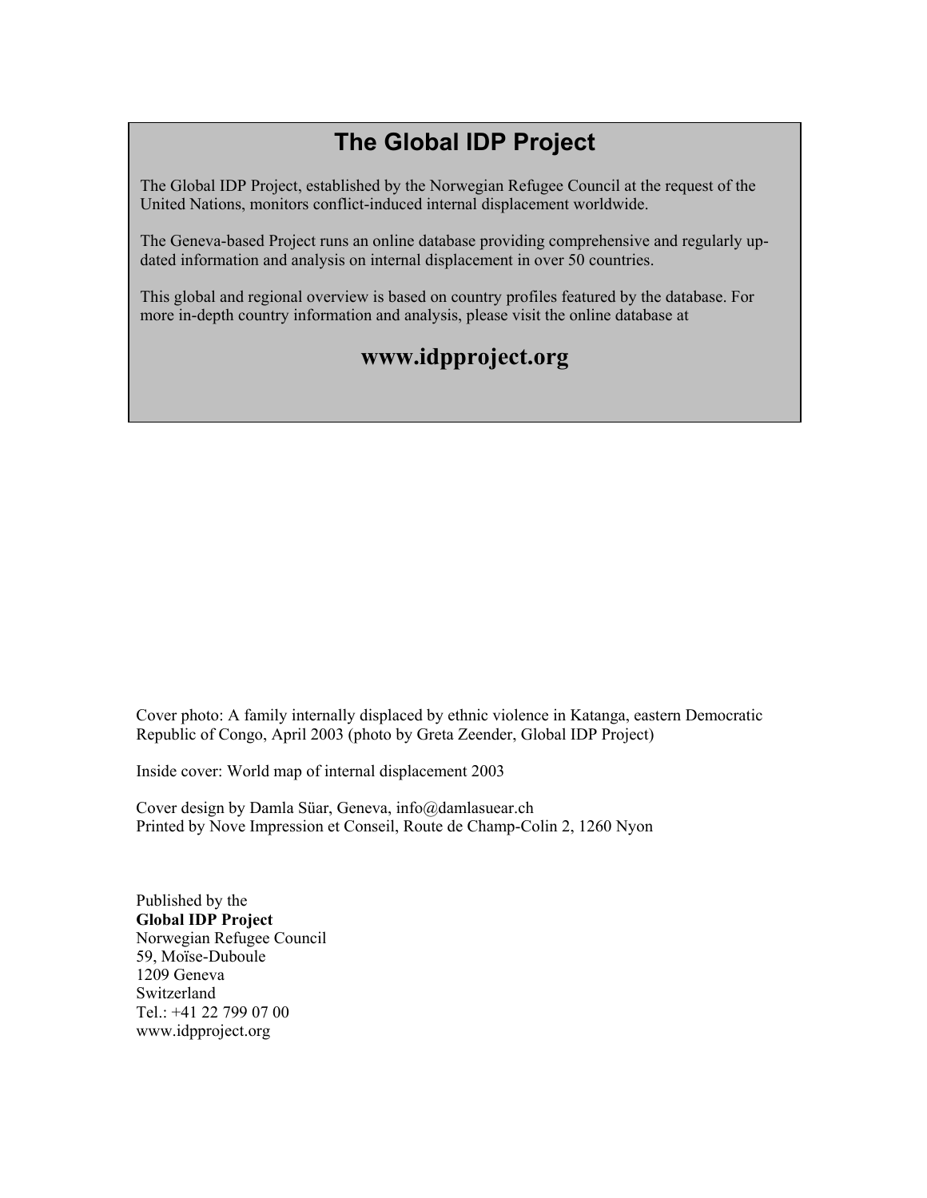## The Global IDP Project

The Global IDP Project, established by the Norwegian Refugee Council at the request of the United Nations, monitors conflict-induced internal displacement worldwide.

The Geneva-based Project runs an online database providing comprehensive and regularly up-dated information and analysis on internal displacement in over 50 countries.

This global and regional overview is based on country profiles featured by the database. For more in-depth country information and analysis, please visit the online database at

**www.idpproject.org**

Cover photo: A family internally displaced by ethnic violence in Katanga, eastern Democratic Republic of Congo, April 2003 (photo by Greta Zeender, Global IDP Project)

Inside cover: World map of internal displacement 2003

Cover design by Damla Süar, Geneva, info@damlasuear.ch
Printed by Nove Impression et Conseil, Route de Champ-Colin 2, 1260 Nyon

Published by the
**Global IDP Project**
Norwegian Refugee Council
59, Moïse-Duboule
1209 Geneva
Switzerland
Tel.: +41 22 799 07 00
www.idpproject.org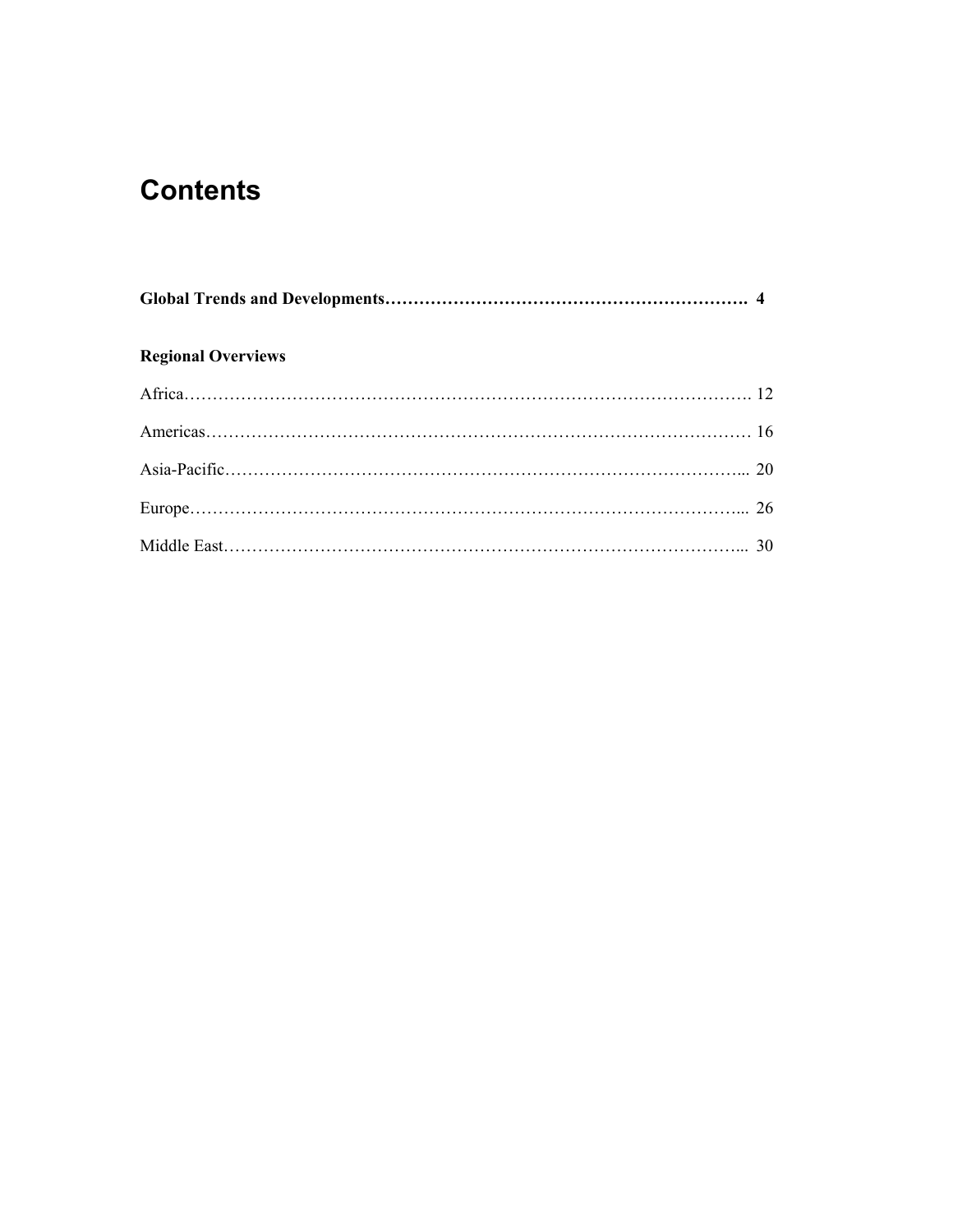# Contents

**Global Trends and Developments………………………………………………………. 4**

**Regional Overviews**

Africa………………………………………………………………………………………. 12

Americas…………………………………………………………………………………… 16

Asia-Pacific……………………………………………………………………………….. 20

Europe…………………………………………………………………………………….. 26

Middle East……………………………………………………………………………….. 30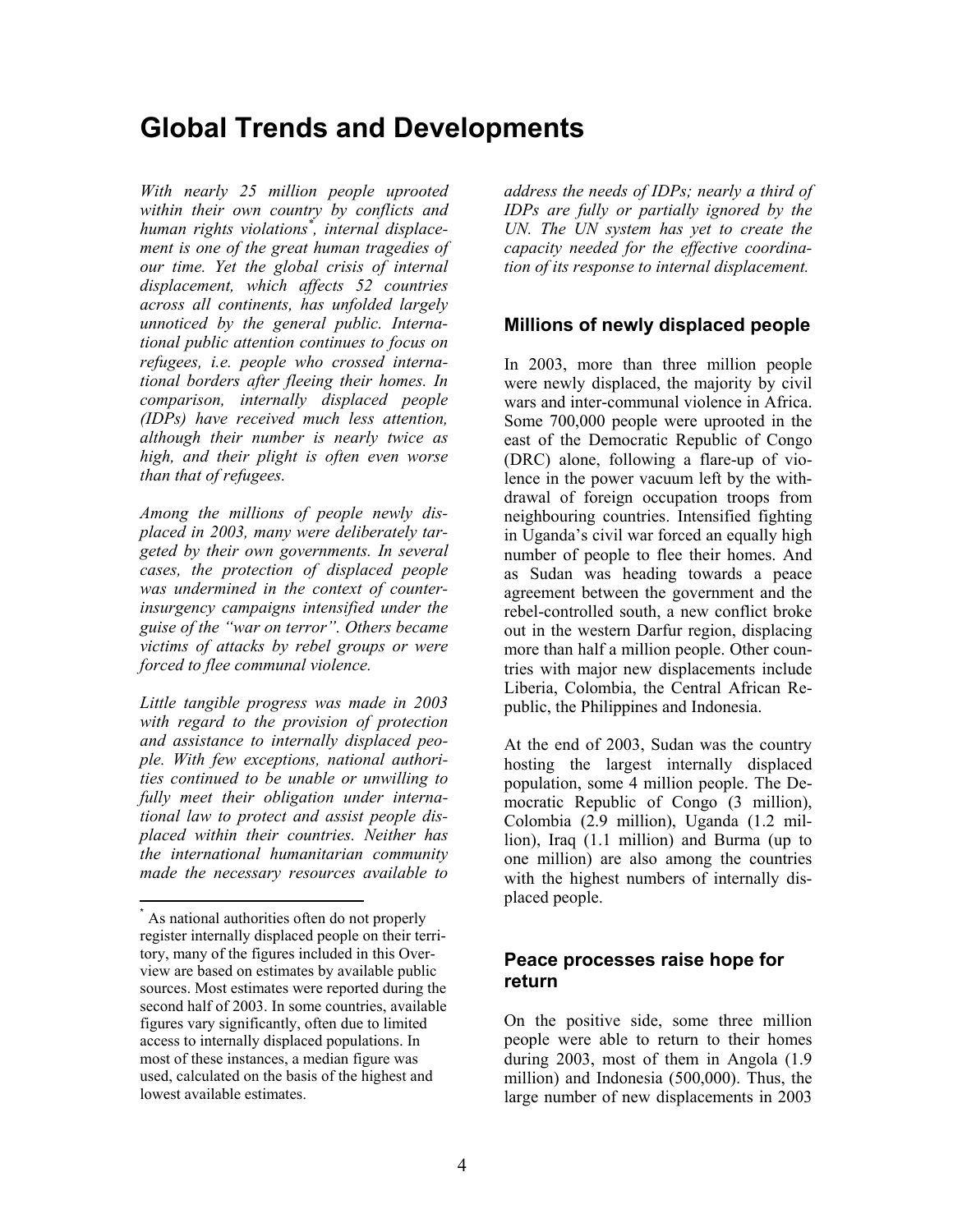# Global Trends and Developments

*With nearly 25 million people uprooted within their own country by conflicts and human rights violations*[*]*, internal displacement is one of the great human tragedies of our time. Yet the global crisis of internal displacement, which affects 52 countries across all continents, has unfolded largely unnoticed by the general public. International public attention continues to focus on refugees, i.e. people who crossed international borders after fleeing their homes. In comparison, internally displaced people (IDPs) have received much less attention, although their number is nearly twice as high, and their plight is often even worse than that of refugees.*

*Among the millions of people newly displaced in 2003, many were deliberately targeted by their own governments. In several cases, the protection of displaced people was undermined in the context of counter-insurgency campaigns intensified under the guise of the "war on terror". Others became victims of attacks by rebel groups or were forced to flee communal violence.*

*Little tangible progress was made in 2003 with regard to the provision of protection and assistance to internally displaced people. With few exceptions, national authorities continued to be unable or unwilling to fully meet their obligation under international law to protect and assist people displaced within their countries. Neither has the international humanitarian community made the necessary resources available to address the needs of IDPs; nearly a third of IDPs are fully or partially ignored by the UN. The UN system has yet to create the capacity needed for the effective coordination of its response to internal displacement.*

## Millions of newly displaced people

In 2003, more than three million people were newly displaced, the majority by civil wars and inter-communal violence in Africa. Some 700,000 people were uprooted in the east of the Democratic Republic of Congo (DRC) alone, following a flare-up of violence in the power vacuum left by the withdrawal of foreign occupation troops from neighbouring countries. Intensified fighting in Uganda's civil war forced an equally high number of people to flee their homes. And as Sudan was heading towards a peace agreement between the government and the rebel-controlled south, a new conflict broke out in the western Darfur region, displacing more than half a million people. Other countries with major new displacements include Liberia, Colombia, the Central African Republic, the Philippines and Indonesia.

At the end of 2003, Sudan was the country hosting the largest internally displaced population, some 4 million people. The Democratic Republic of Congo (3 million), Colombia (2.9 million), Uganda (1.2 million), Iraq (1.1 million) and Burma (up to one million) are also among the countries with the highest numbers of internally displaced people.

## Peace processes raise hope for return

On the positive side, some three million people were able to return to their homes during 2003, most of them in Angola (1.9 million) and Indonesia (500,000). Thus, the large number of new displacements in 2003

[*] As national authorities often do not properly register internally displaced people on their territory, many of the figures included in this Overview are based on estimates by available public sources. Most estimates were reported during the second half of 2003. In some countries, available figures vary significantly, often due to limited access to internally displaced populations. In most of these instances, a median figure was used, calculated on the basis of the highest and lowest available estimates.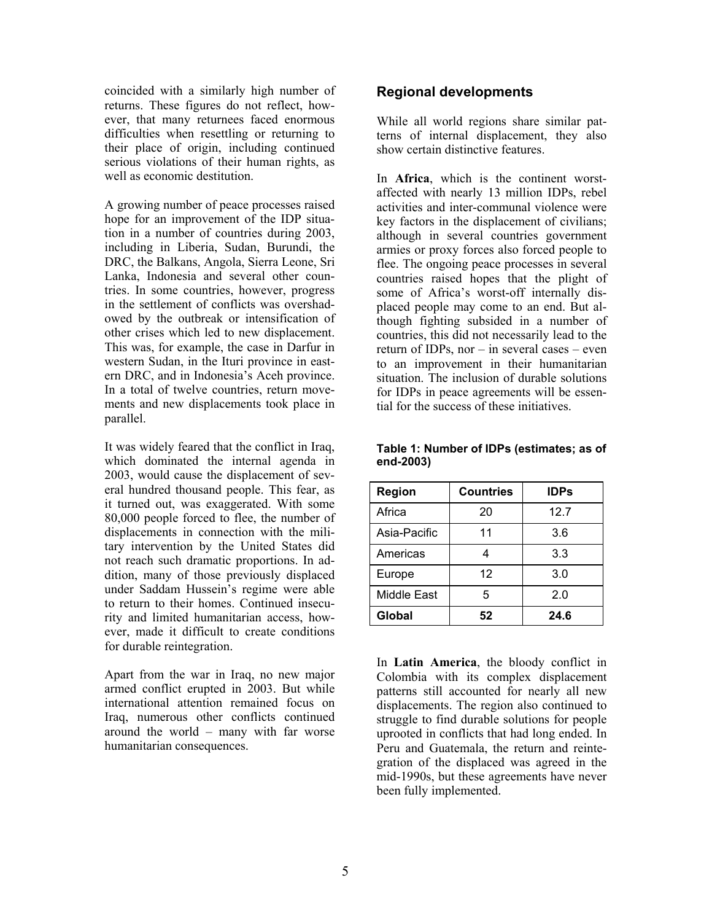coincided with a similarly high number of returns. These figures do not reflect, however, that many returnees faced enormous difficulties when resettling or returning to their place of origin, including continued serious violations of their human rights, as well as economic destitution.

A growing number of peace processes raised hope for an improvement of the IDP situation in a number of countries during 2003, including in Liberia, Sudan, Burundi, the DRC, the Balkans, Angola, Sierra Leone, Sri Lanka, Indonesia and several other countries. In some countries, however, progress in the settlement of conflicts was overshadowed by the outbreak or intensification of other crises which led to new displacement. This was, for example, the case in Darfur in western Sudan, in the Ituri province in eastern DRC, and in Indonesia's Aceh province. In a total of twelve countries, return movements and new displacements took place in parallel.

It was widely feared that the conflict in Iraq, which dominated the internal agenda in 2003, would cause the displacement of several hundred thousand people. This fear, as it turned out, was exaggerated. With some 80,000 people forced to flee, the number of displacements in connection with the military intervention by the United States did not reach such dramatic proportions. In addition, many of those previously displaced under Saddam Hussein's regime were able to return to their homes. Continued insecurity and limited humanitarian access, however, made it difficult to create conditions for durable reintegration.

Apart from the war in Iraq, no new major armed conflict erupted in 2003. But while international attention remained focus on Iraq, numerous other conflicts continued around the world – many with far worse humanitarian consequences.

## Regional developments

While all world regions share similar patterns of internal displacement, they also show certain distinctive features.

In **Africa**, which is the continent worst-affected with nearly 13 million IDPs, rebel activities and inter-communal violence were key factors in the displacement of civilians; although in several countries government armies or proxy forces also forced people to flee. The ongoing peace processes in several countries raised hopes that the plight of some of Africa's worst-off internally displaced people may come to an end. But although fighting subsided in a number of countries, this did not necessarily lead to the return of IDPs, nor – in several cases – even to an improvement in their humanitarian situation. The inclusion of durable solutions for IDPs in peace agreements will be essential for the success of these initiatives.

**Table 1: Number of IDPs (estimates; as of end-2003)**

| Region | Countries | IDPs |
|---|---|---|
| Africa | 20 | 12.7 |
| Asia-Pacific | 11 | 3.6 |
| Americas | 4 | 3.3 |
| Europe | 12 | 3.0 |
| Middle East | 5 | 2.0 |
| **Global** | **52** | **24.6** |

In **Latin America**, the bloody conflict in Colombia with its complex displacement patterns still accounted for nearly all new displacements. The region also continued to struggle to find durable solutions for people uprooted in conflicts that had long ended. In Peru and Guatemala, the return and reintegration of the displaced was agreed in the mid-1990s, but these agreements have never been fully implemented.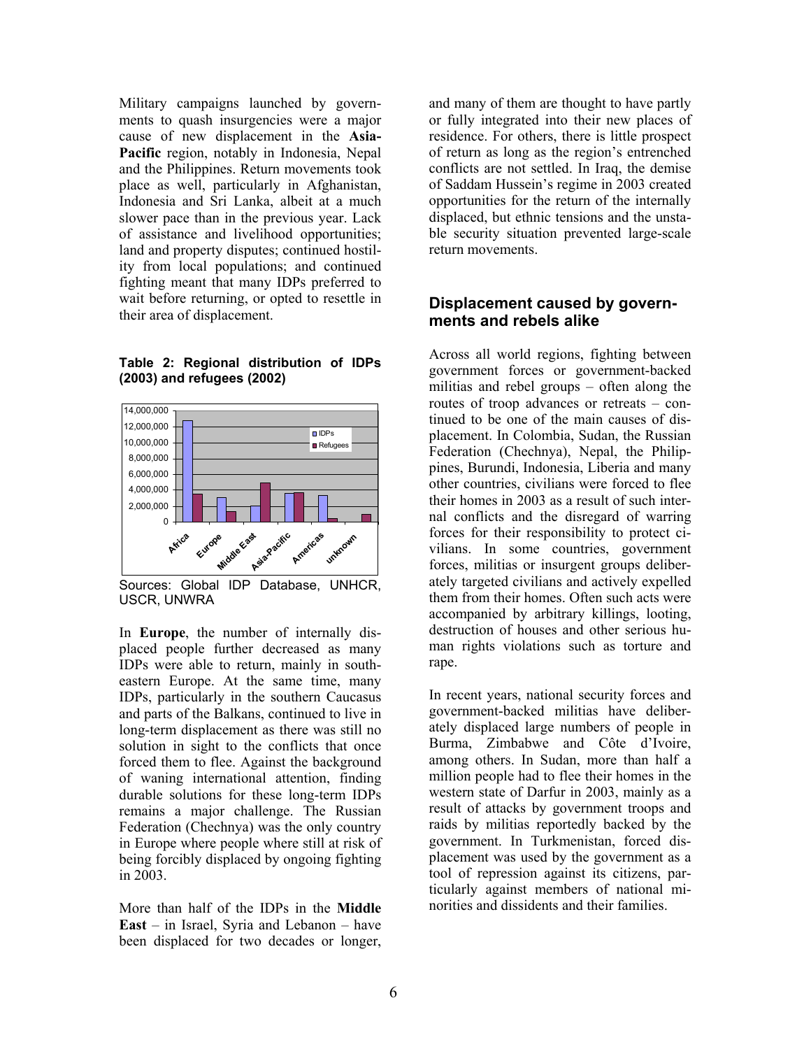Military campaigns launched by governments to quash insurgencies were a major cause of new displacement in the **Asia-Pacific** region, notably in Indonesia, Nepal and the Philippines. Return movements took place as well, particularly in Afghanistan, Indonesia and Sri Lanka, albeit at a much slower pace than in the previous year. Lack of assistance and livelihood opportunities; land and property disputes; continued hostility from local populations; and continued fighting meant that many IDPs preferred to wait before returning, or opted to resettle in their area of displacement.

**Table 2: Regional distribution of IDPs (2003) and refugees (2002)**

Sources: Global IDP Database, UNHCR, USCR, UNWRA

In **Europe**, the number of internally displaced people further decreased as many IDPs were able to return, mainly in southeastern Europe. At the same time, many IDPs, particularly in the southern Caucasus and parts of the Balkans, continued to live in long-term displacement as there was still no solution in sight to the conflicts that once forced them to flee. Against the background of waning international attention, finding durable solutions for these long-term IDPs remains a major challenge. The Russian Federation (Chechnya) was the only country in Europe where people where still at risk of being forcibly displaced by ongoing fighting in 2003.

More than half of the IDPs in the **Middle East** – in Israel, Syria and Lebanon – have been displaced for two decades or longer, and many of them are thought to have partly or fully integrated into their new places of residence. For others, there is little prospect of return as long as the region's entrenched conflicts are not settled. In Iraq, the demise of Saddam Hussein's regime in 2003 created opportunities for the return of the internally displaced, but ethnic tensions and the unstable security situation prevented large-scale return movements.

## Displacement caused by governments and rebels alike

Across all world regions, fighting between government forces or government-backed militias and rebel groups – often along the routes of troop advances or retreats – continued to be one of the main causes of displacement. In Colombia, Sudan, the Russian Federation (Chechnya), Nepal, the Philippines, Burundi, Indonesia, Liberia and many other countries, civilians were forced to flee their homes in 2003 as a result of such internal conflicts and the disregard of warring forces for their responsibility to protect civilians. In some countries, government forces, militias or insurgent groups deliberately targeted civilians and actively expelled them from their homes. Often such acts were accompanied by arbitrary killings, looting, destruction of houses and other serious human rights violations such as torture and rape.

In recent years, national security forces and government-backed militias have deliberately displaced large numbers of people in Burma, Zimbabwe and Côte d'Ivoire, among others. In Sudan, more than half a million people had to flee their homes in the western state of Darfur in 2003, mainly as a result of attacks by government troops and raids by militias reportedly backed by the government. In Turkmenistan, forced displacement was used by the government as a tool of repression against its citizens, particularly against members of national minorities and dissidents and their families.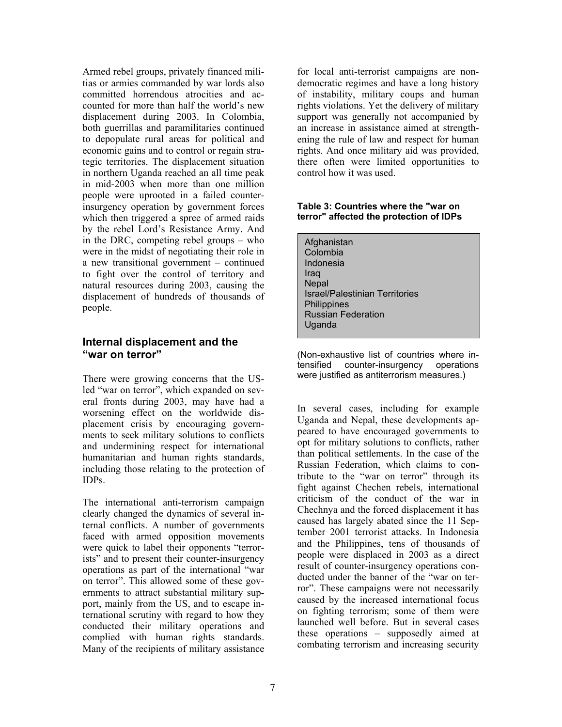Armed rebel groups, privately financed militias or armies commanded by war lords also committed horrendous atrocities and accounted for more than half the world's new displacement during 2003. In Colombia, both guerrillas and paramilitaries continued to depopulate rural areas for political and economic gains and to control or regain strategic territories. The displacement situation in northern Uganda reached an all time peak in mid-2003 when more than one million people were uprooted in a failed counter-insurgency operation by government forces which then triggered a spree of armed raids by the rebel Lord's Resistance Army. And in the DRC, competing rebel groups – who were in the midst of negotiating their role in a new transitional government – continued to fight over the control of territory and natural resources during 2003, causing the displacement of hundreds of thousands of people.

## Internal displacement and the "war on terror"

There were growing concerns that the US-led "war on terror", which expanded on several fronts during 2003, may have had a worsening effect on the worldwide displacement crisis by encouraging governments to seek military solutions to conflicts and undermining respect for international humanitarian and human rights standards, including those relating to the protection of IDPs.

The international anti-terrorism campaign clearly changed the dynamics of several internal conflicts. A number of governments faced with armed opposition movements were quick to label their opponents "terrorists" and to present their counter-insurgency operations as part of the international "war on terror". This allowed some of these governments to attract substantial military support, mainly from the US, and to escape international scrutiny with regard to how they conducted their military operations and complied with human rights standards. Many of the recipients of military assistance for local anti-terrorist campaigns are non-democratic regimes and have a long history of instability, military coups and human rights violations. Yet the delivery of military support was generally not accompanied by an increase in assistance aimed at strengthening the rule of law and respect for human rights. And once military aid was provided, there often were limited opportunities to control how it was used.

**Table 3: Countries where the "war on terror" affected the protection of IDPs**

| |
|---|
| Afghanistan |
| Colombia |
| Indonesia |
| Iraq |
| Nepal |
| Israel/Palestinian Territories |
| Philippines |
| Russian Federation |
| Uganda |

(Non-exhaustive list of countries where intensified counter-insurgency operations were justified as antiterrorism measures.)

In several cases, including for example Uganda and Nepal, these developments appeared to have encouraged governments to opt for military solutions to conflicts, rather than political settlements. In the case of the Russian Federation, which claims to contribute to the "war on terror" through its fight against Chechen rebels, international criticism of the conduct of the war in Chechnya and the forced displacement it has caused has largely abated since the 11 September 2001 terrorist attacks. In Indonesia and the Philippines, tens of thousands of people were displaced in 2003 as a direct result of counter-insurgency operations conducted under the banner of the "war on terror". These campaigns were not necessarily caused by the increased international focus on fighting terrorism; some of them were launched well before. But in several cases these operations – supposedly aimed at combating terrorism and increasing security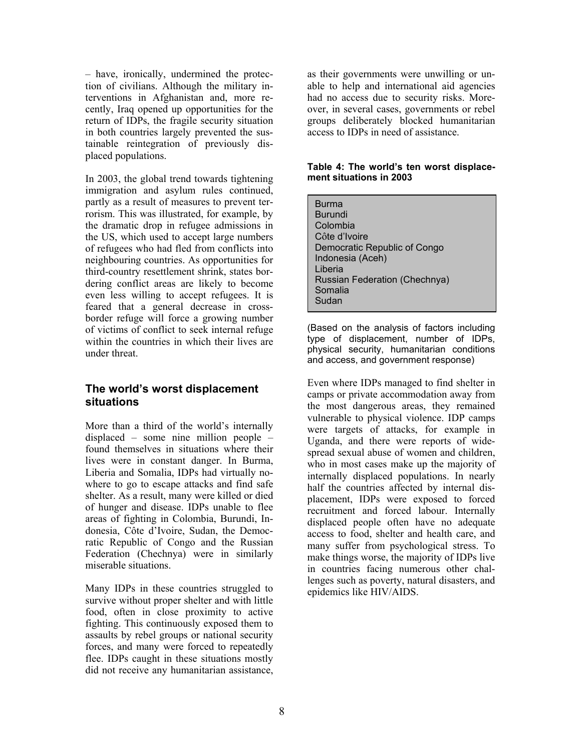– have, ironically, undermined the protection of civilians. Although the military interventions in Afghanistan and, more recently, Iraq opened up opportunities for the return of IDPs, the fragile security situation in both countries largely prevented the sustainable reintegration of previously displaced populations.

In 2003, the global trend towards tightening immigration and asylum rules continued, partly as a result of measures to prevent terrorism. This was illustrated, for example, by the dramatic drop in refugee admissions in the US, which used to accept large numbers of refugees who had fled from conflicts into neighbouring countries. As opportunities for third-country resettlement shrink, states bordering conflict areas are likely to become even less willing to accept refugees. It is feared that a general decrease in cross-border refuge will force a growing number of victims of conflict to seek internal refuge within the countries in which their lives are under threat.

## The world's worst displacement situations

More than a third of the world's internally displaced – some nine million people – found themselves in situations where their lives were in constant danger. In Burma, Liberia and Somalia, IDPs had virtually nowhere to go to escape attacks and find safe shelter. As a result, many were killed or died of hunger and disease. IDPs unable to flee areas of fighting in Colombia, Burundi, Indonesia, Côte d'Ivoire, Sudan, the Democratic Republic of Congo and the Russian Federation (Chechnya) were in similarly miserable situations.

Many IDPs in these countries struggled to survive without proper shelter and with little food, often in close proximity to active fighting. This continuously exposed them to assaults by rebel groups or national security forces, and many were forced to repeatedly flee. IDPs caught in these situations mostly did not receive any humanitarian assistance, as their governments were unwilling or unable to help and international aid agencies had no access due to security risks. Moreover, in several cases, governments or rebel groups deliberately blocked humanitarian access to IDPs in need of assistance.

**Table 4: The world's ten worst displacement situations in 2003**

| |
|---|
| Burma |
| Burundi |
| Colombia |
| Côte d'Ivoire |
| Democratic Republic of Congo |
| Indonesia (Aceh) |
| Liberia |
| Russian Federation (Chechnya) |
| Somalia |
| Sudan |

(Based on the analysis of factors including type of displacement, number of IDPs, physical security, humanitarian conditions and access, and government response)

Even where IDPs managed to find shelter in camps or private accommodation away from the most dangerous areas, they remained vulnerable to physical violence. IDP camps were targets of attacks, for example in Uganda, and there were reports of widespread sexual abuse of women and children, who in most cases make up the majority of internally displaced populations. In nearly half the countries affected by internal displacement, IDPs were exposed to forced recruitment and forced labour. Internally displaced people often have no adequate access to food, shelter and health care, and many suffer from psychological stress. To make things worse, the majority of IDPs live in countries facing numerous other challenges such as poverty, natural disasters, and epidemics like HIV/AIDS.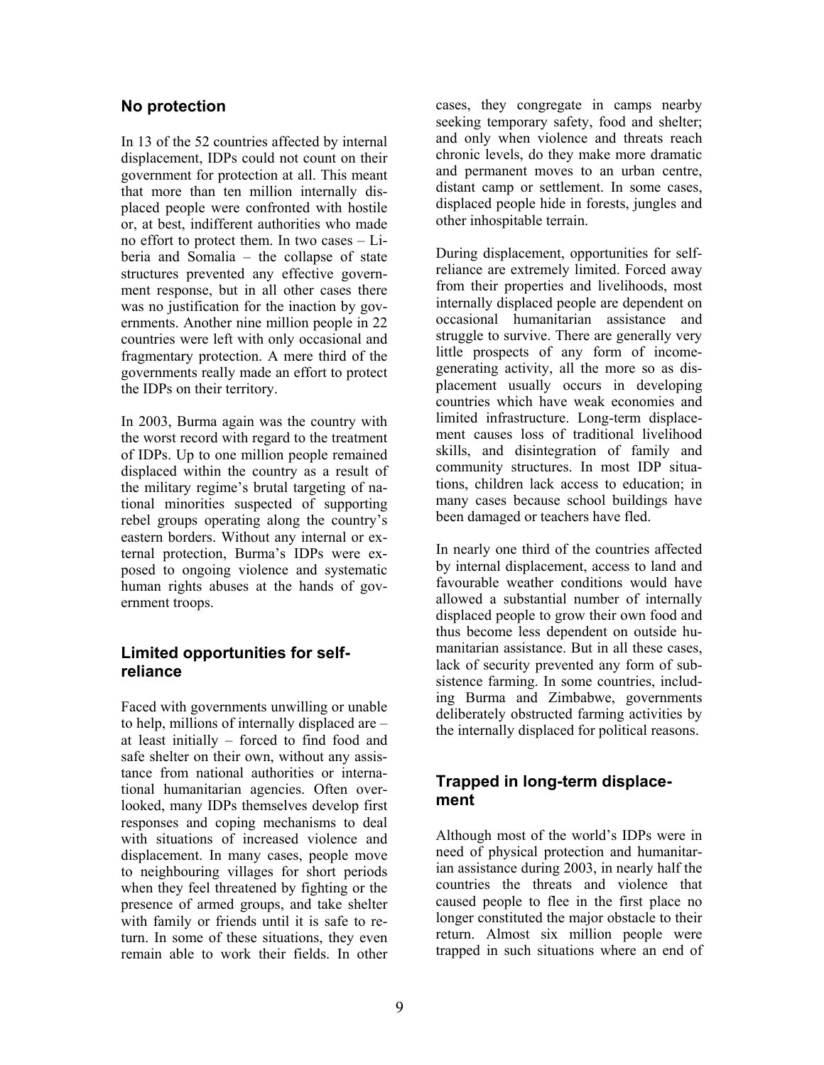## No protection

In 13 of the 52 countries affected by internal displacement, IDPs could not count on their government for protection at all. This meant that more than ten million internally displaced people were confronted with hostile or, at best, indifferent authorities who made no effort to protect them. In two cases – Liberia and Somalia – the collapse of state structures prevented any effective government response, but in all other cases there was no justification for the inaction by governments. Another nine million people in 22 countries were left with only occasional and fragmentary protection. A mere third of the governments really made an effort to protect the IDPs on their territory.

In 2003, Burma again was the country with the worst record with regard to the treatment of IDPs. Up to one million people remained displaced within the country as a result of the military regime's brutal targeting of national minorities suspected of supporting rebel groups operating along the country's eastern borders. Without any internal or external protection, Burma's IDPs were exposed to ongoing violence and systematic human rights abuses at the hands of government troops.

## Limited opportunities for self-reliance

Faced with governments unwilling or unable to help, millions of internally displaced are – at least initially – forced to find food and safe shelter on their own, without any assistance from national authorities or international humanitarian agencies. Often overlooked, many IDPs themselves develop first responses and coping mechanisms to deal with situations of increased violence and displacement. In many cases, people move to neighbouring villages for short periods when they feel threatened by fighting or the presence of armed groups, and take shelter with family or friends until it is safe to return. In some of these situations, they even remain able to work their fields. In other cases, they congregate in camps nearby seeking temporary safety, food and shelter; and only when violence and threats reach chronic levels, do they make more dramatic and permanent moves to an urban centre, distant camp or settlement. In some cases, displaced people hide in forests, jungles and other inhospitable terrain.

During displacement, opportunities for self-reliance are extremely limited. Forced away from their properties and livelihoods, most internally displaced people are dependent on occasional humanitarian assistance and struggle to survive. There are generally very little prospects of any form of income-generating activity, all the more so as displacement usually occurs in developing countries which have weak economies and limited infrastructure. Long-term displacement causes loss of traditional livelihood skills, and disintegration of family and community structures. In most IDP situations, children lack access to education; in many cases because school buildings have been damaged or teachers have fled.

In nearly one third of the countries affected by internal displacement, access to land and favourable weather conditions would have allowed a substantial number of internally displaced people to grow their own food and thus become less dependent on outside humanitarian assistance. But in all these cases, lack of security prevented any form of subsistence farming. In some countries, including Burma and Zimbabwe, governments deliberately obstructed farming activities by the internally displaced for political reasons.

## Trapped in long-term displacement

Although most of the world's IDPs were in need of physical protection and humanitarian assistance during 2003, in nearly half the countries the threats and violence that caused people to flee in the first place no longer constituted the major obstacle to their return. Almost six million people were trapped in such situations where an end of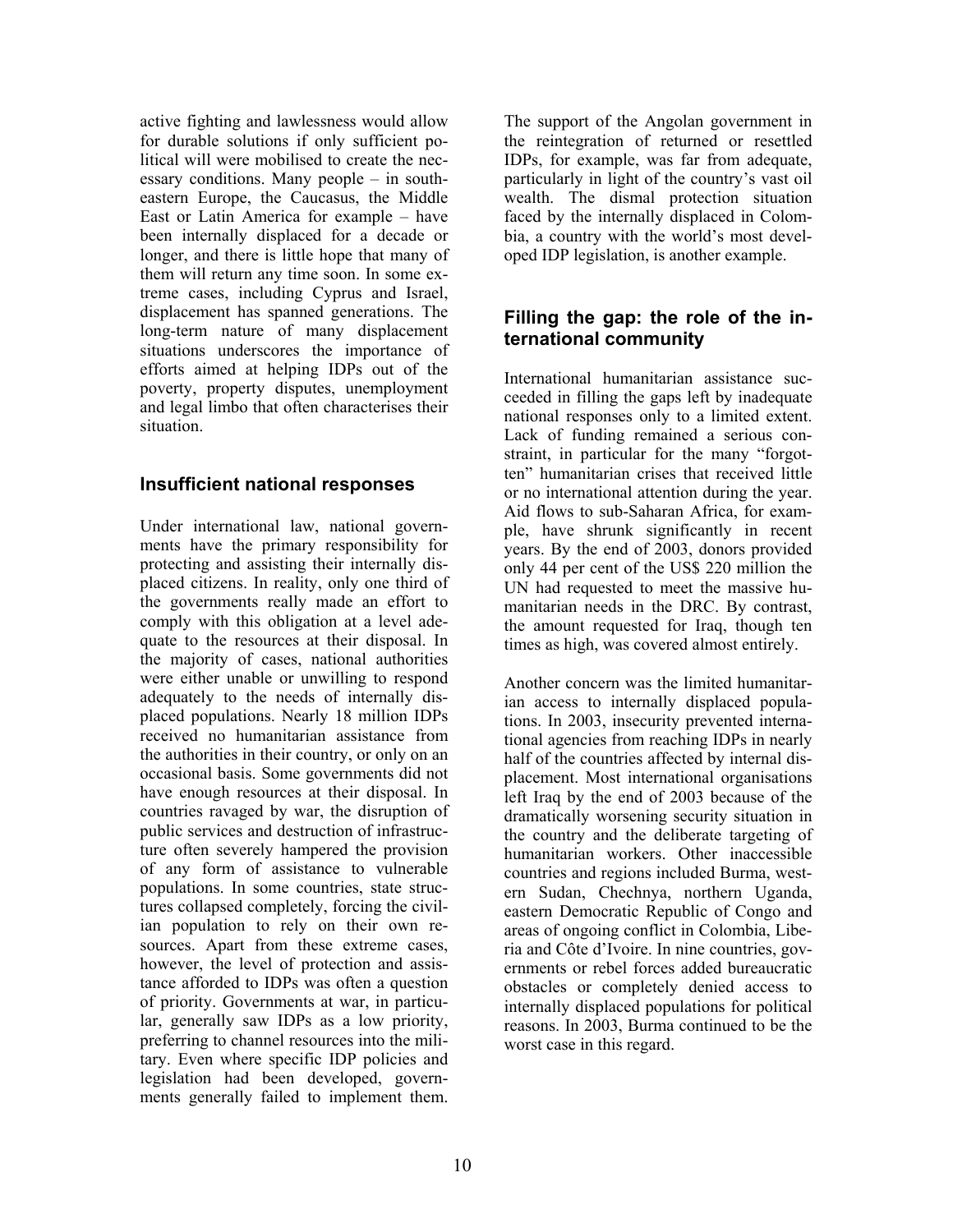active fighting and lawlessness would allow for durable solutions if only sufficient political will were mobilised to create the necessary conditions. Many people – in southeastern Europe, the Caucasus, the Middle East or Latin America for example – have been internally displaced for a decade or longer, and there is little hope that many of them will return any time soon. In some extreme cases, including Cyprus and Israel, displacement has spanned generations. The long-term nature of many displacement situations underscores the importance of efforts aimed at helping IDPs out of the poverty, property disputes, unemployment and legal limbo that often characterises their situation.

## Insufficient national responses

Under international law, national governments have the primary responsibility for protecting and assisting their internally displaced citizens. In reality, only one third of the governments really made an effort to comply with this obligation at a level adequate to the resources at their disposal. In the majority of cases, national authorities were either unable or unwilling to respond adequately to the needs of internally displaced populations. Nearly 18 million IDPs received no humanitarian assistance from the authorities in their country, or only on an occasional basis. Some governments did not have enough resources at their disposal. In countries ravaged by war, the disruption of public services and destruction of infrastructure often severely hampered the provision of any form of assistance to vulnerable populations. In some countries, state structures collapsed completely, forcing the civilian population to rely on their own resources. Apart from these extreme cases, however, the level of protection and assistance afforded to IDPs was often a question of priority. Governments at war, in particular, generally saw IDPs as a low priority, preferring to channel resources into the military. Even where specific IDP policies and legislation had been developed, governments generally failed to implement them. The support of the Angolan government in the reintegration of returned or resettled IDPs, for example, was far from adequate, particularly in light of the country's vast oil wealth. The dismal protection situation faced by the internally displaced in Colombia, a country with the world's most developed IDP legislation, is another example.

## Filling the gap: the role of the international community

International humanitarian assistance succeeded in filling the gaps left by inadequate national responses only to a limited extent. Lack of funding remained a serious constraint, in particular for the many "forgotten" humanitarian crises that received little or no international attention during the year. Aid flows to sub-Saharan Africa, for example, have shrunk significantly in recent years. By the end of 2003, donors provided only 44 per cent of the US$ 220 million the UN had requested to meet the massive humanitarian needs in the DRC. By contrast, the amount requested for Iraq, though ten times as high, was covered almost entirely.

Another concern was the limited humanitarian access to internally displaced populations. In 2003, insecurity prevented international agencies from reaching IDPs in nearly half of the countries affected by internal displacement. Most international organisations left Iraq by the end of 2003 because of the dramatically worsening security situation in the country and the deliberate targeting of humanitarian workers. Other inaccessible countries and regions included Burma, western Sudan, Chechnya, northern Uganda, eastern Democratic Republic of Congo and areas of ongoing conflict in Colombia, Liberia and Côte d'Ivoire. In nine countries, governments or rebel forces added bureaucratic obstacles or completely denied access to internally displaced populations for political reasons. In 2003, Burma continued to be the worst case in this regard.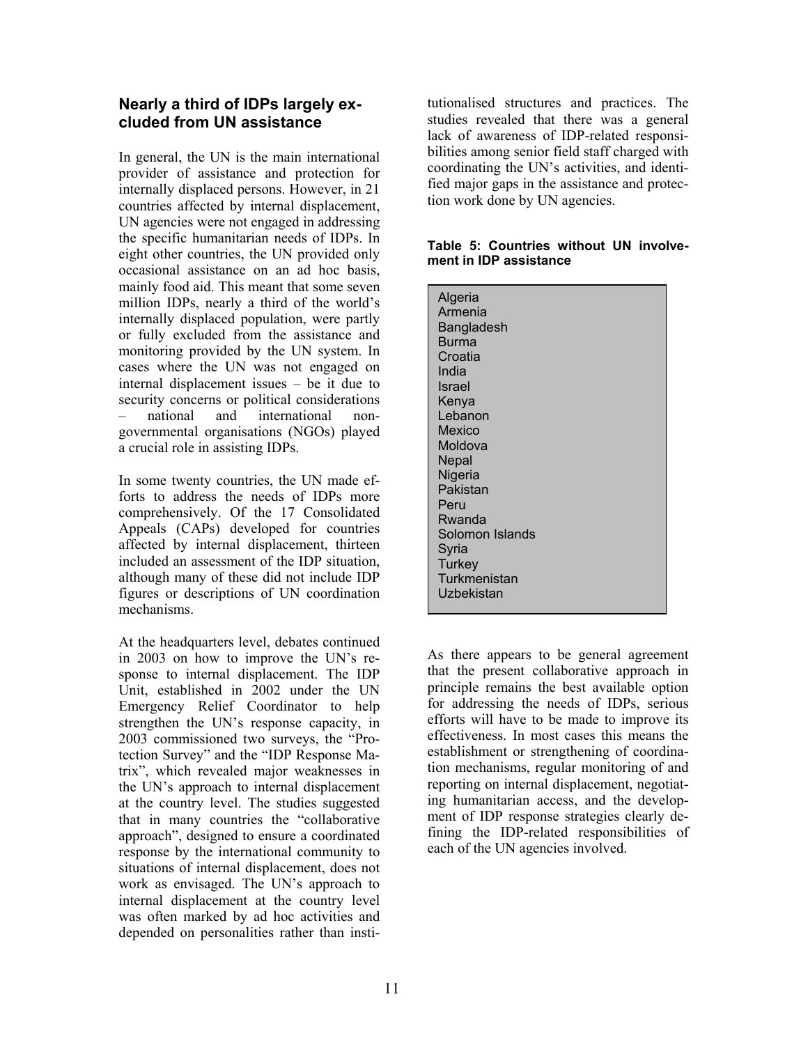## Nearly a third of IDPs largely excluded from UN assistance

In general, the UN is the main international provider of assistance and protection for internally displaced persons. However, in 21 countries affected by internal displacement, UN agencies were not engaged in addressing the specific humanitarian needs of IDPs. In eight other countries, the UN provided only occasional assistance on an ad hoc basis, mainly food aid. This meant that some seven million IDPs, nearly a third of the world's internally displaced population, were partly or fully excluded from the assistance and monitoring provided by the UN system. In cases where the UN was not engaged on internal displacement issues – be it due to security concerns or political considerations – national and international non-governmental organisations (NGOs) played a crucial role in assisting IDPs.

In some twenty countries, the UN made efforts to address the needs of IDPs more comprehensively. Of the 17 Consolidated Appeals (CAPs) developed for countries affected by internal displacement, thirteen included an assessment of the IDP situation, although many of these did not include IDP figures or descriptions of UN coordination mechanisms.

At the headquarters level, debates continued in 2003 on how to improve the UN's response to internal displacement. The IDP Unit, established in 2002 under the UN Emergency Relief Coordinator to help strengthen the UN's response capacity, in 2003 commissioned two surveys, the "Protection Survey" and the "IDP Response Matrix", which revealed major weaknesses in the UN's approach to internal displacement at the country level. The studies suggested that in many countries the "collaborative approach", designed to ensure a coordinated response by the international community to situations of internal displacement, does not work as envisaged. The UN's approach to internal displacement at the country level was often marked by ad hoc activities and depended on personalities rather than institutionalised structures and practices. The studies revealed that there was a general lack of awareness of IDP-related responsibilities among senior field staff charged with coordinating the UN's activities, and identified major gaps in the assistance and protection work done by UN agencies.

**Table 5: Countries without UN involvement in IDP assistance**

| Countries |
|---|
| Algeria |
| Armenia |
| Bangladesh |
| Burma |
| Croatia |
| India |
| Israel |
| Kenya |
| Lebanon |
| Mexico |
| Moldova |
| Nepal |
| Nigeria |
| Pakistan |
| Peru |
| Rwanda |
| Solomon Islands |
| Syria |
| Turkey |
| Turkmenistan |
| Uzbekistan |

As there appears to be general agreement that the present collaborative approach in principle remains the best available option for addressing the needs of IDPs, serious efforts will have to be made to improve its effectiveness. In most cases this means the establishment or strengthening of coordination mechanisms, regular monitoring of and reporting on internal displacement, negotiating humanitarian access, and the development of IDP response strategies clearly defining the IDP-related responsibilities of each of the UN agencies involved.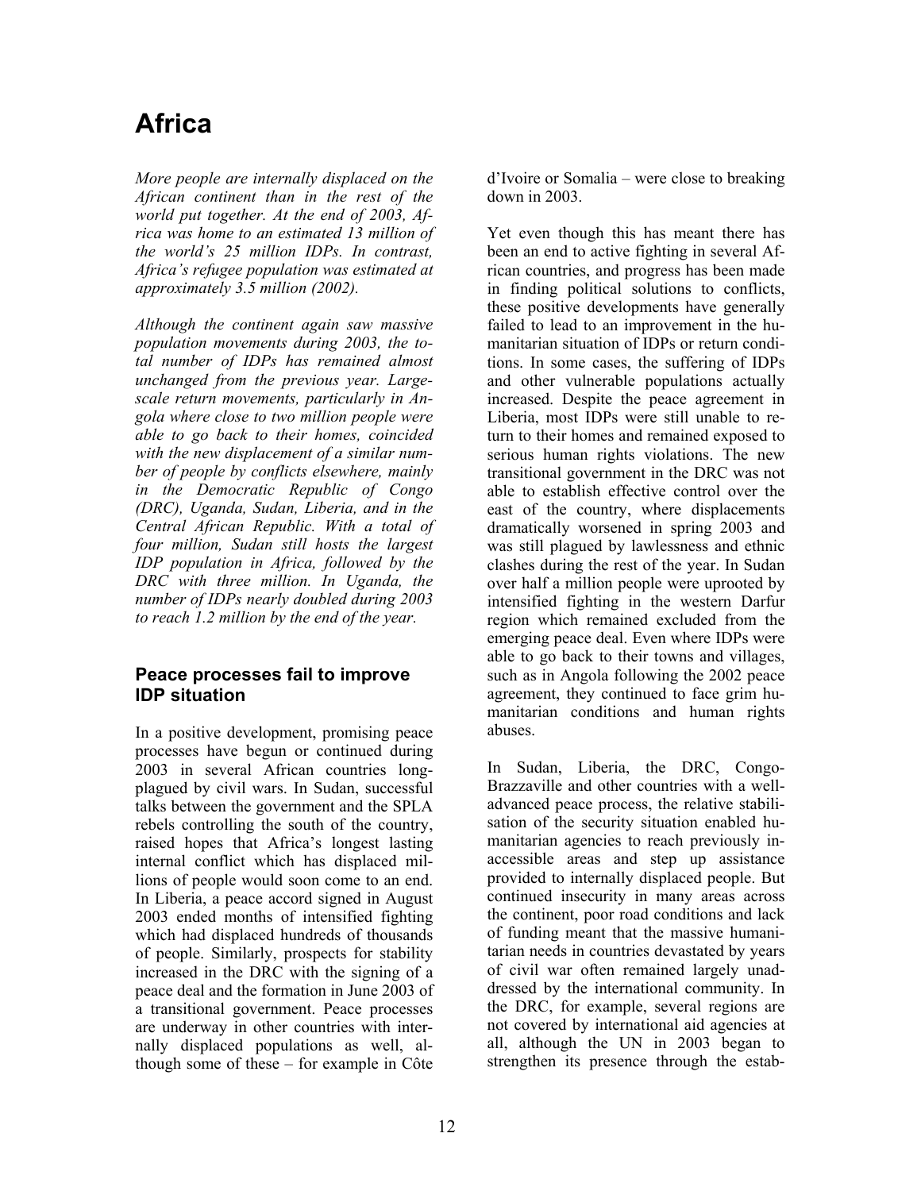# Africa

*More people are internally displaced on the African continent than in the rest of the world put together. At the end of 2003, Africa was home to an estimated 13 million of the world's 25 million IDPs. In contrast, Africa's refugee population was estimated at approximately 3.5 million (2002).*

*Although the continent again saw massive population movements during 2003, the total number of IDPs has remained almost unchanged from the previous year. Large-scale return movements, particularly in Angola where close to two million people were able to go back to their homes, coincided with the new displacement of a similar number of people by conflicts elsewhere, mainly in the Democratic Republic of Congo (DRC), Uganda, Sudan, Liberia, and in the Central African Republic. With a total of four million, Sudan still hosts the largest IDP population in Africa, followed by the DRC with three million. In Uganda, the number of IDPs nearly doubled during 2003 to reach 1.2 million by the end of the year.*

## Peace processes fail to improve IDP situation

In a positive development, promising peace processes have begun or continued during 2003 in several African countries long-plagued by civil wars. In Sudan, successful talks between the government and the SPLA rebels controlling the south of the country, raised hopes that Africa's longest lasting internal conflict which has displaced millions of people would soon come to an end. In Liberia, a peace accord signed in August 2003 ended months of intensified fighting which had displaced hundreds of thousands of people. Similarly, prospects for stability increased in the DRC with the signing of a peace deal and the formation in June 2003 of a transitional government. Peace processes are underway in other countries with internally displaced populations as well, although some of these – for example in Côte d'Ivoire or Somalia – were close to breaking down in 2003.

Yet even though this has meant there has been an end to active fighting in several African countries, and progress has been made in finding political solutions to conflicts, these positive developments have generally failed to lead to an improvement in the humanitarian situation of IDPs or return conditions. In some cases, the suffering of IDPs and other vulnerable populations actually increased. Despite the peace agreement in Liberia, most IDPs were still unable to return to their homes and remained exposed to serious human rights violations. The new transitional government in the DRC was not able to establish effective control over the east of the country, where displacements dramatically worsened in spring 2003 and was still plagued by lawlessness and ethnic clashes during the rest of the year. In Sudan over half a million people were uprooted by intensified fighting in the western Darfur region which remained excluded from the emerging peace deal. Even where IDPs were able to go back to their towns and villages, such as in Angola following the 2002 peace agreement, they continued to face grim humanitarian conditions and human rights abuses.

In Sudan, Liberia, the DRC, Congo-Brazzaville and other countries with a well-advanced peace process, the relative stabilisation of the security situation enabled humanitarian agencies to reach previously inaccessible areas and step up assistance provided to internally displaced people. But continued insecurity in many areas across the continent, poor road conditions and lack of funding meant that the massive humanitarian needs in countries devastated by years of civil war often remained largely unaddressed by the international community. In the DRC, for example, several regions are not covered by international aid agencies at all, although the UN in 2003 began to strengthen its presence through the estab-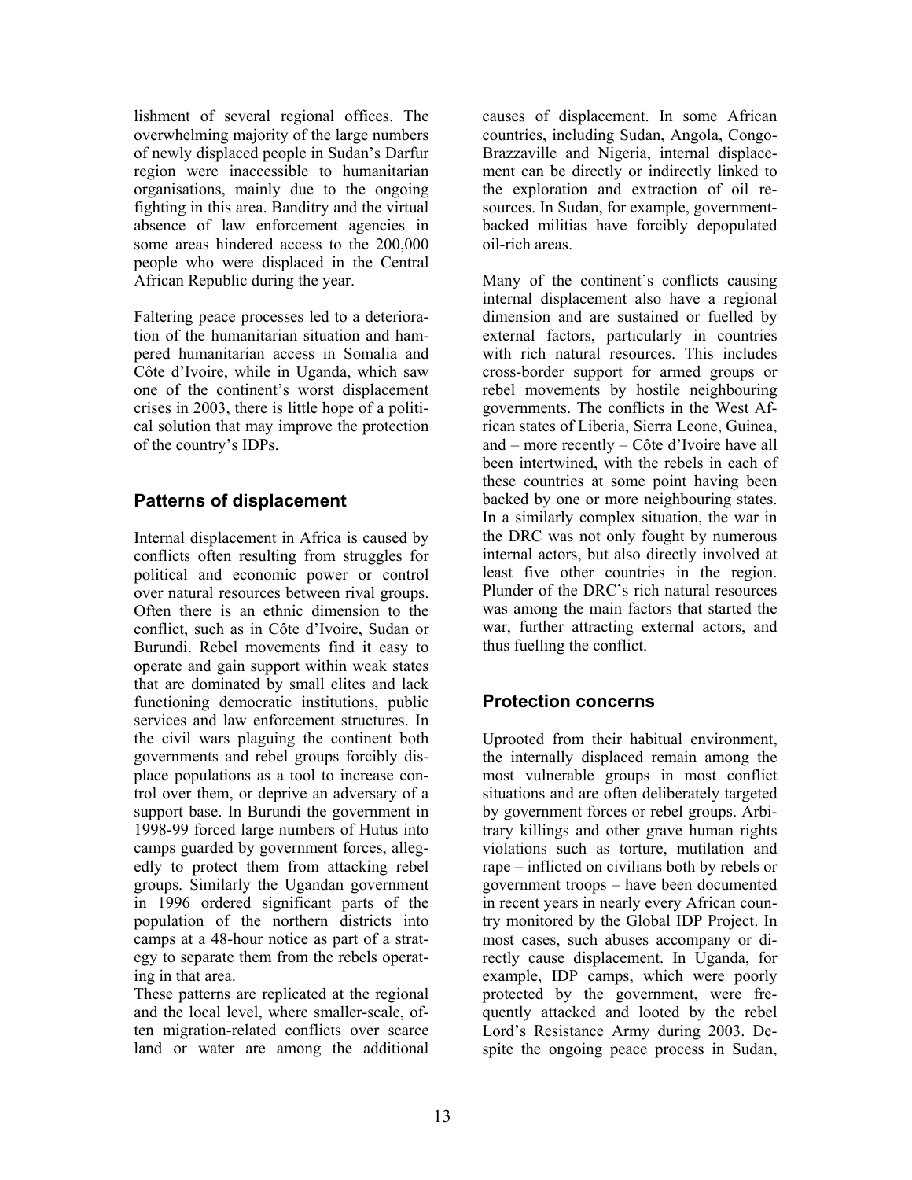lishment of several regional offices. The overwhelming majority of the large numbers of newly displaced people in Sudan's Darfur region were inaccessible to humanitarian organisations, mainly due to the ongoing fighting in this area. Banditry and the virtual absence of law enforcement agencies in some areas hindered access to the 200,000 people who were displaced in the Central African Republic during the year.

Faltering peace processes led to a deterioration of the humanitarian situation and hampered humanitarian access in Somalia and Côte d'Ivoire, while in Uganda, which saw one of the continent's worst displacement crises in 2003, there is little hope of a political solution that may improve the protection of the country's IDPs.

## Patterns of displacement

Internal displacement in Africa is caused by conflicts often resulting from struggles for political and economic power or control over natural resources between rival groups. Often there is an ethnic dimension to the conflict, such as in Côte d'Ivoire, Sudan or Burundi. Rebel movements find it easy to operate and gain support within weak states that are dominated by small elites and lack functioning democratic institutions, public services and law enforcement structures. In the civil wars plaguing the continent both governments and rebel groups forcibly displace populations as a tool to increase control over them, or deprive an adversary of a support base. In Burundi the government in 1998-99 forced large numbers of Hutus into camps guarded by government forces, allegedly to protect them from attacking rebel groups. Similarly the Ugandan government in 1996 ordered significant parts of the population of the northern districts into camps at a 48-hour notice as part of a strategy to separate them from the rebels operating in that area.

These patterns are replicated at the regional and the local level, where smaller-scale, often migration-related conflicts over scarce land or water are among the additional causes of displacement. In some African countries, including Sudan, Angola, Congo-Brazzaville and Nigeria, internal displacement can be directly or indirectly linked to the exploration and extraction of oil resources. In Sudan, for example, government-backed militias have forcibly depopulated oil-rich areas.

Many of the continent's conflicts causing internal displacement also have a regional dimension and are sustained or fuelled by external factors, particularly in countries with rich natural resources. This includes cross-border support for armed groups or rebel movements by hostile neighbouring governments. The conflicts in the West African states of Liberia, Sierra Leone, Guinea, and – more recently – Côte d'Ivoire have all been intertwined, with the rebels in each of these countries at some point having been backed by one or more neighbouring states. In a similarly complex situation, the war in the DRC was not only fought by numerous internal actors, but also directly involved at least five other countries in the region. Plunder of the DRC's rich natural resources was among the main factors that started the war, further attracting external actors, and thus fuelling the conflict.

## Protection concerns

Uprooted from their habitual environment, the internally displaced remain among the most vulnerable groups in most conflict situations and are often deliberately targeted by government forces or rebel groups. Arbitrary killings and other grave human rights violations such as torture, mutilation and rape – inflicted on civilians both by rebels or government troops – have been documented in recent years in nearly every African country monitored by the Global IDP Project. In most cases, such abuses accompany or directly cause displacement. In Uganda, for example, IDP camps, which were poorly protected by the government, were frequently attacked and looted by the rebel Lord's Resistance Army during 2003. Despite the ongoing peace process in Sudan,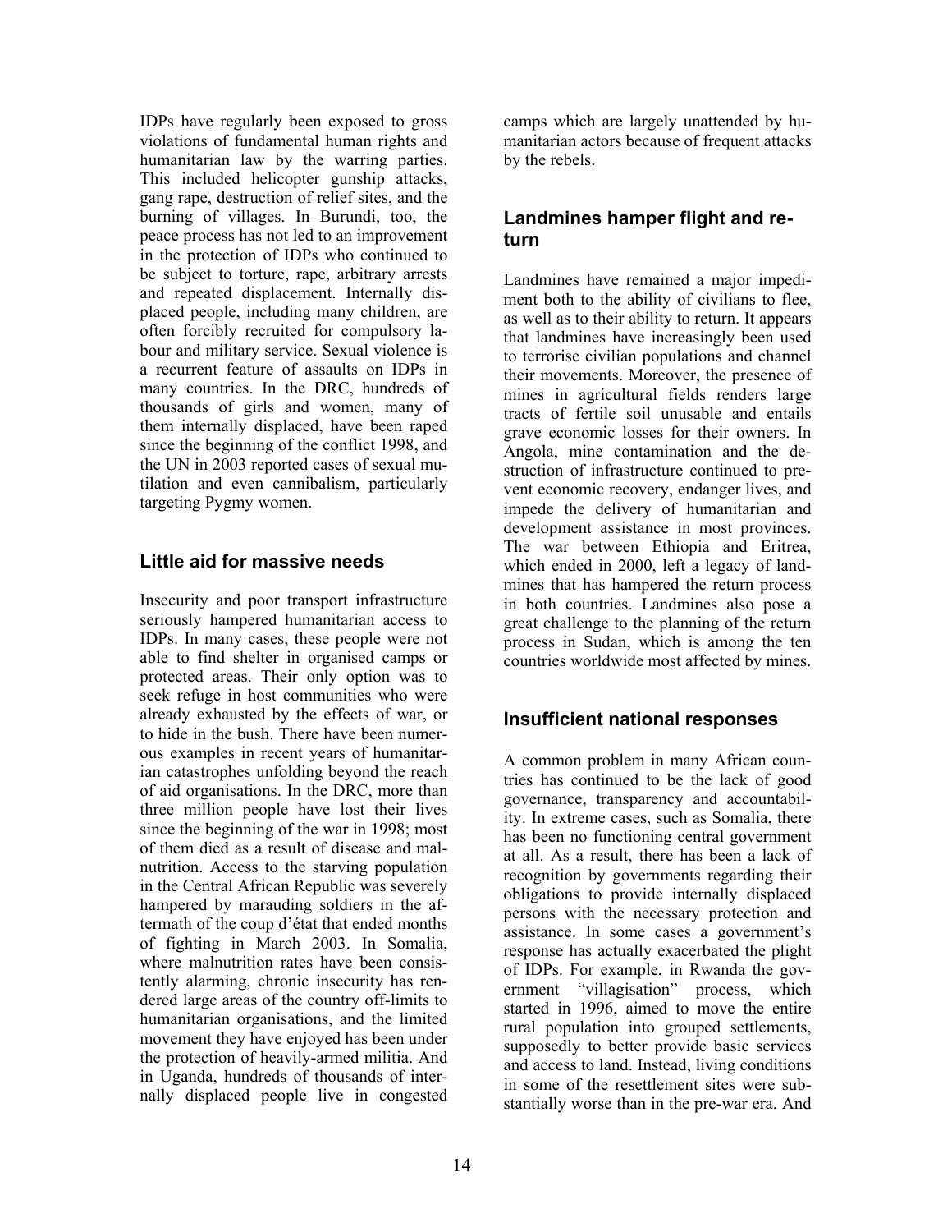IDPs have regularly been exposed to gross violations of fundamental human rights and humanitarian law by the warring parties. This included helicopter gunship attacks, gang rape, destruction of relief sites, and the burning of villages. In Burundi, too, the peace process has not led to an improvement in the protection of IDPs who continued to be subject to torture, rape, arbitrary arrests and repeated displacement. Internally displaced people, including many children, are often forcibly recruited for compulsory labour and military service. Sexual violence is a recurrent feature of assaults on IDPs in many countries. In the DRC, hundreds of thousands of girls and women, many of them internally displaced, have been raped since the beginning of the conflict 1998, and the UN in 2003 reported cases of sexual mutilation and even cannibalism, particularly targeting Pygmy women.

## Little aid for massive needs

Insecurity and poor transport infrastructure seriously hampered humanitarian access to IDPs. In many cases, these people were not able to find shelter in organised camps or protected areas. Their only option was to seek refuge in host communities who were already exhausted by the effects of war, or to hide in the bush. There have been numerous examples in recent years of humanitarian catastrophes unfolding beyond the reach of aid organisations. In the DRC, more than three million people have lost their lives since the beginning of the war in 1998; most of them died as a result of disease and malnutrition. Access to the starving population in the Central African Republic was severely hampered by marauding soldiers in the aftermath of the coup d'état that ended months of fighting in March 2003. In Somalia, where malnutrition rates have been consistently alarming, chronic insecurity has rendered large areas of the country off-limits to humanitarian organisations, and the limited movement they have enjoyed has been under the protection of heavily-armed militia. And in Uganda, hundreds of thousands of internally displaced people live in congested camps which are largely unattended by humanitarian actors because of frequent attacks by the rebels.

## Landmines hamper flight and return

Landmines have remained a major impediment both to the ability of civilians to flee, as well as to their ability to return. It appears that landmines have increasingly been used to terrorise civilian populations and channel their movements. Moreover, the presence of mines in agricultural fields renders large tracts of fertile soil unusable and entails grave economic losses for their owners. In Angola, mine contamination and the destruction of infrastructure continued to prevent economic recovery, endanger lives, and impede the delivery of humanitarian and development assistance in most provinces. The war between Ethiopia and Eritrea, which ended in 2000, left a legacy of landmines that has hampered the return process in both countries. Landmines also pose a great challenge to the planning of the return process in Sudan, which is among the ten countries worldwide most affected by mines.

## Insufficient national responses

A common problem in many African countries has continued to be the lack of good governance, transparency and accountability. In extreme cases, such as Somalia, there has been no functioning central government at all. As a result, there has been a lack of recognition by governments regarding their obligations to provide internally displaced persons with the necessary protection and assistance. In some cases a government's response has actually exacerbated the plight of IDPs. For example, in Rwanda the government "villagisation" process, which started in 1996, aimed to move the entire rural population into grouped settlements, supposedly to better provide basic services and access to land. Instead, living conditions in some of the resettlement sites were substantially worse than in the pre-war era. And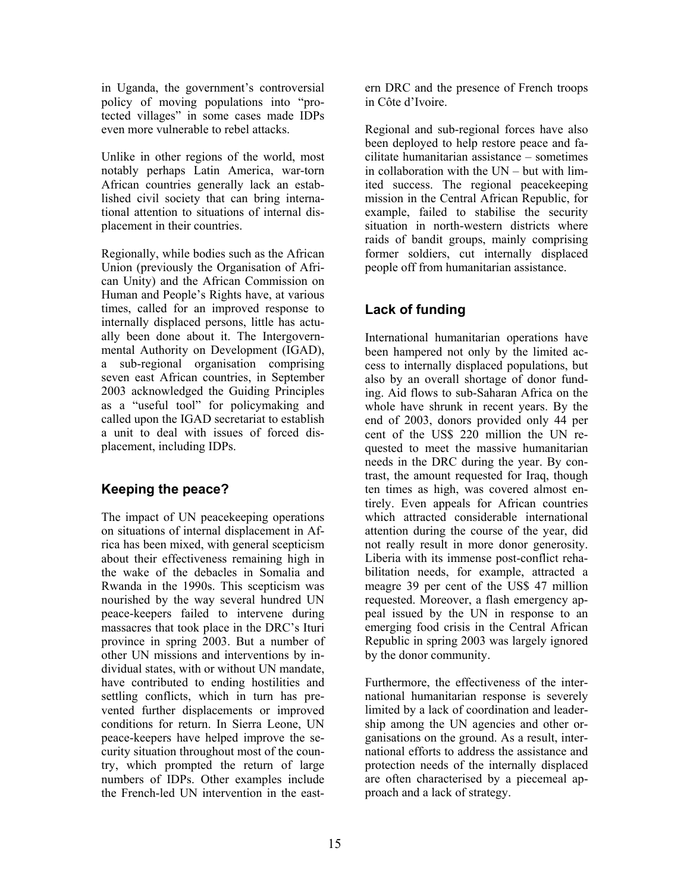in Uganda, the government's controversial policy of moving populations into "protected villages" in some cases made IDPs even more vulnerable to rebel attacks.

Unlike in other regions of the world, most notably perhaps Latin America, war-torn African countries generally lack an established civil society that can bring international attention to situations of internal displacement in their countries.

Regionally, while bodies such as the African Union (previously the Organisation of African Unity) and the African Commission on Human and People's Rights have, at various times, called for an improved response to internally displaced persons, little has actually been done about it. The Intergovernmental Authority on Development (IGAD), a sub-regional organisation comprising seven east African countries, in September 2003 acknowledged the Guiding Principles as a "useful tool" for policymaking and called upon the IGAD secretariat to establish a unit to deal with issues of forced displacement, including IDPs.

## Keeping the peace?

The impact of UN peacekeeping operations on situations of internal displacement in Africa has been mixed, with general scepticism about their effectiveness remaining high in the wake of the debacles in Somalia and Rwanda in the 1990s. This scepticism was nourished by the way several hundred UN peace-keepers failed to intervene during massacres that took place in the DRC's Ituri province in spring 2003. But a number of other UN missions and interventions by individual states, with or without UN mandate, have contributed to ending hostilities and settling conflicts, which in turn has prevented further displacements or improved conditions for return. In Sierra Leone, UN peace-keepers have helped improve the security situation throughout most of the country, which prompted the return of large numbers of IDPs. Other examples include the French-led UN intervention in the eastern DRC and the presence of French troops in Côte d'Ivoire.

Regional and sub-regional forces have also been deployed to help restore peace and facilitate humanitarian assistance – sometimes in collaboration with the UN – but with limited success. The regional peacekeeping mission in the Central African Republic, for example, failed to stabilise the security situation in north-western districts where raids of bandit groups, mainly comprising former soldiers, cut internally displaced people off from humanitarian assistance.

## Lack of funding

International humanitarian operations have been hampered not only by the limited access to internally displaced populations, but also by an overall shortage of donor funding. Aid flows to sub-Saharan Africa on the whole have shrunk in recent years. By the end of 2003, donors provided only 44 per cent of the US$ 220 million the UN requested to meet the massive humanitarian needs in the DRC during the year. By contrast, the amount requested for Iraq, though ten times as high, was covered almost entirely. Even appeals for African countries which attracted considerable international attention during the course of the year, did not really result in more donor generosity. Liberia with its immense post-conflict rehabilitation needs, for example, attracted a meagre 39 per cent of the US$ 47 million requested. Moreover, a flash emergency appeal issued by the UN in response to an emerging food crisis in the Central African Republic in spring 2003 was largely ignored by the donor community.

Furthermore, the effectiveness of the international humanitarian response is severely limited by a lack of coordination and leadership among the UN agencies and other organisations on the ground. As a result, international efforts to address the assistance and protection needs of the internally displaced are often characterised by a piecemeal approach and a lack of strategy.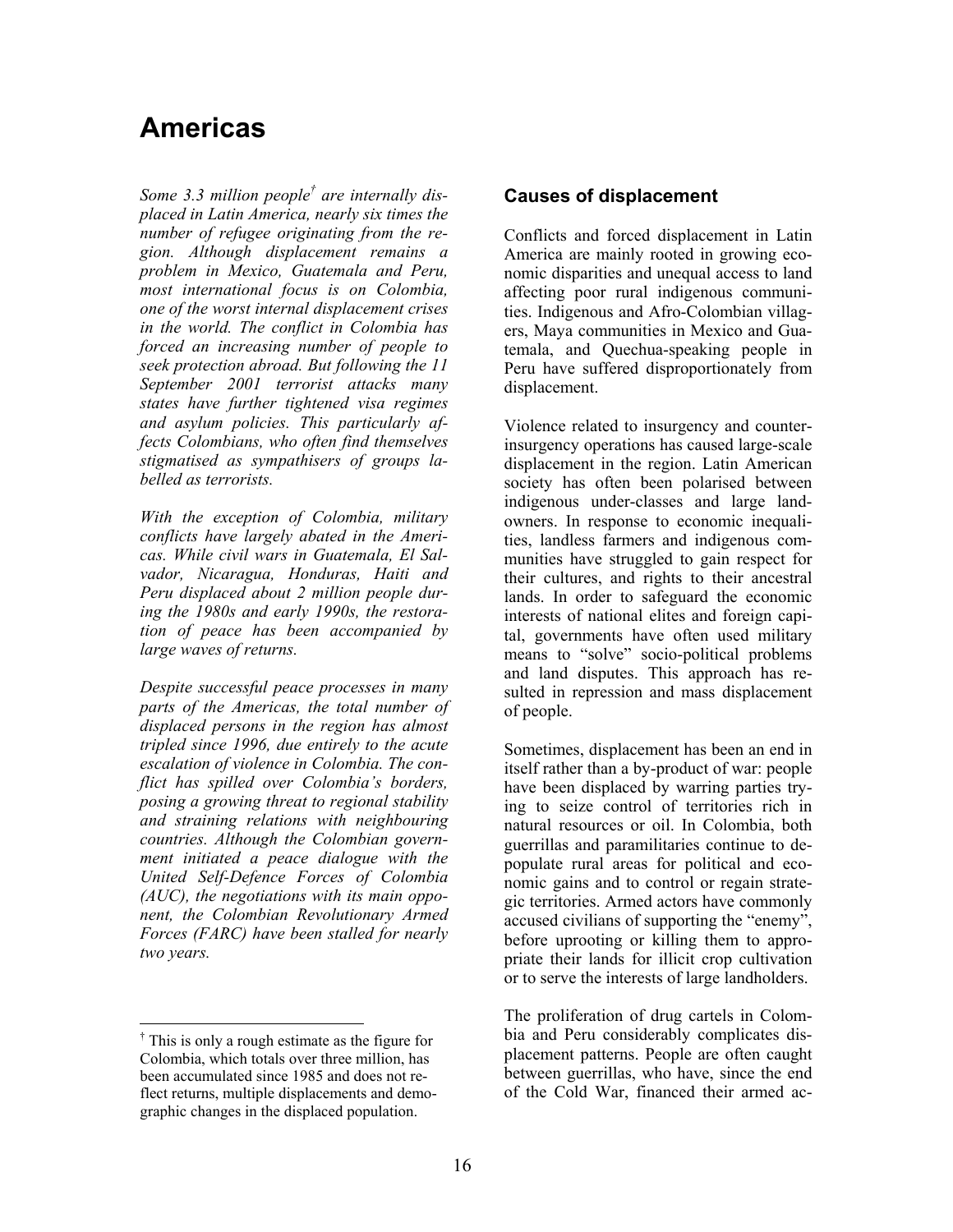# Americas

*Some 3.3 million people[†] are internally displaced in Latin America, nearly six times the number of refugee originating from the region. Although displacement remains a problem in Mexico, Guatemala and Peru, most international focus is on Colombia, one of the worst internal displacement crises in the world. The conflict in Colombia has forced an increasing number of people to seek protection abroad. But following the 11 September 2001 terrorist attacks many states have further tightened visa regimes and asylum policies. This particularly affects Colombians, who often find themselves stigmatised as sympathisers of groups labelled as terrorists.*

*With the exception of Colombia, military conflicts have largely abated in the Americas. While civil wars in Guatemala, El Salvador, Nicaragua, Honduras, Haiti and Peru displaced about 2 million people during the 1980s and early 1990s, the restoration of peace has been accompanied by large waves of returns.*

*Despite successful peace processes in many parts of the Americas, the total number of displaced persons in the region has almost tripled since 1996, due entirely to the acute escalation of violence in Colombia. The conflict has spilled over Colombia's borders, posing a growing threat to regional stability and straining relations with neighbouring countries. Although the Colombian government initiated a peace dialogue with the United Self-Defence Forces of Colombia (AUC), the negotiations with its main opponent, the Colombian Revolutionary Armed Forces (FARC) have been stalled for nearly two years.*

## Causes of displacement

Conflicts and forced displacement in Latin America are mainly rooted in growing economic disparities and unequal access to land affecting poor rural indigenous communities. Indigenous and Afro-Colombian villagers, Maya communities in Mexico and Guatemala, and Quechua-speaking people in Peru have suffered disproportionately from displacement.

Violence related to insurgency and counter-insurgency operations has caused large-scale displacement in the region. Latin American society has often been polarised between indigenous under-classes and large landowners. In response to economic inequalities, landless farmers and indigenous communities have struggled to gain respect for their cultures, and rights to their ancestral lands. In order to safeguard the economic interests of national elites and foreign capital, governments have often used military means to "solve" socio-political problems and land disputes. This approach has resulted in repression and mass displacement of people.

Sometimes, displacement has been an end in itself rather than a by-product of war: people have been displaced by warring parties trying to seize control of territories rich in natural resources or oil. In Colombia, both guerrillas and paramilitaries continue to depopulate rural areas for political and economic gains and to control or regain strategic territories. Armed actors have commonly accused civilians of supporting the "enemy", before uprooting or killing them to appropriate their lands for illicit crop cultivation or to serve the interests of large landholders.

The proliferation of drug cartels in Colombia and Peru considerably complicates displacement patterns. People are often caught between guerrillas, who have, since the end of the Cold War, financed their armed ac-

[†] This is only a rough estimate as the figure for Colombia, which totals over three million, has been accumulated since 1985 and does not reflect returns, multiple displacements and demographic changes in the displaced population.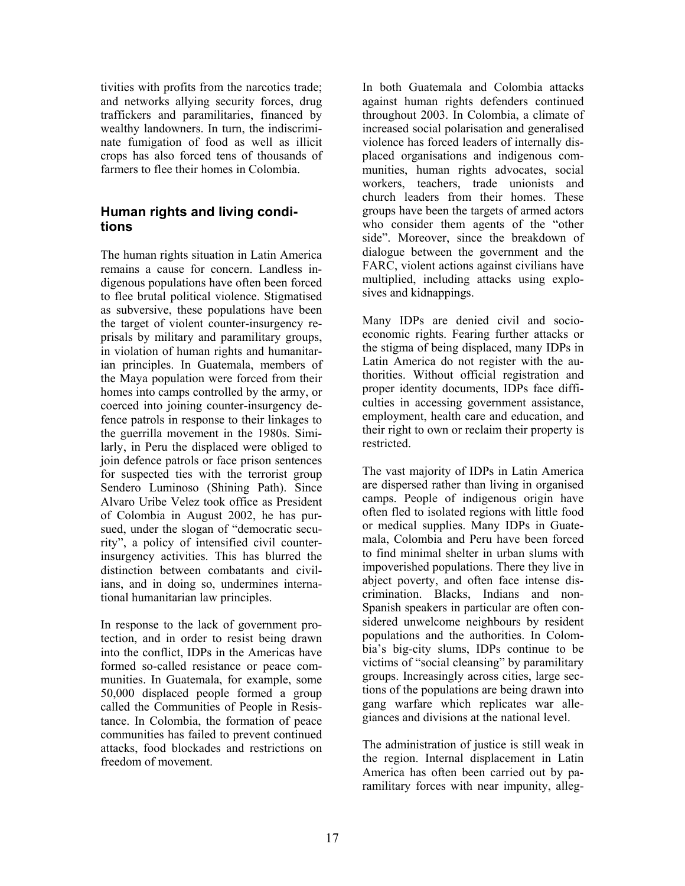tivities with profits from the narcotics trade; and networks allying security forces, drug traffickers and paramilitaries, financed by wealthy landowners. In turn, the indiscriminate fumigation of food as well as illicit crops has also forced tens of thousands of farmers to flee their homes in Colombia.

## Human rights and living conditions

The human rights situation in Latin America remains a cause for concern. Landless indigenous populations have often been forced to flee brutal political violence. Stigmatised as subversive, these populations have been the target of violent counter-insurgency reprisals by military and paramilitary groups, in violation of human rights and humanitarian principles. In Guatemala, members of the Maya population were forced from their homes into camps controlled by the army, or coerced into joining counter-insurgency defence patrols in response to their linkages to the guerrilla movement in the 1980s. Similarly, in Peru the displaced were obliged to join defence patrols or face prison sentences for suspected ties with the terrorist group Sendero Luminoso (Shining Path). Since Alvaro Uribe Velez took office as President of Colombia in August 2002, he has pursued, under the slogan of "democratic security", a policy of intensified civil counter-insurgency activities. This has blurred the distinction between combatants and civilians, and in doing so, undermines international humanitarian law principles.

In response to the lack of government protection, and in order to resist being drawn into the conflict, IDPs in the Americas have formed so-called resistance or peace communities. In Guatemala, for example, some 50,000 displaced people formed a group called the Communities of People in Resistance. In Colombia, the formation of peace communities has failed to prevent continued attacks, food blockades and restrictions on freedom of movement.

In both Guatemala and Colombia attacks against human rights defenders continued throughout 2003. In Colombia, a climate of increased social polarisation and generalised violence has forced leaders of internally displaced organisations and indigenous communities, human rights advocates, social workers, teachers, trade unionists and church leaders from their homes. These groups have been the targets of armed actors who consider them agents of the "other side". Moreover, since the breakdown of dialogue between the government and the FARC, violent actions against civilians have multiplied, including attacks using explosives and kidnappings.

Many IDPs are denied civil and socio-economic rights. Fearing further attacks or the stigma of being displaced, many IDPs in Latin America do not register with the authorities. Without official registration and proper identity documents, IDPs face difficulties in accessing government assistance, employment, health care and education, and their right to own or reclaim their property is restricted.

The vast majority of IDPs in Latin America are dispersed rather than living in organised camps. People of indigenous origin have often fled to isolated regions with little food or medical supplies. Many IDPs in Guatemala, Colombia and Peru have been forced to find minimal shelter in urban slums with impoverished populations. There they live in abject poverty, and often face intense discrimination. Blacks, Indians and non-Spanish speakers in particular are often considered unwelcome neighbours by resident populations and the authorities. In Colombia's big-city slums, IDPs continue to be victims of "social cleansing" by paramilitary groups. Increasingly across cities, large sections of the populations are being drawn into gang warfare which replicates war allegiances and divisions at the national level.

The administration of justice is still weak in the region. Internal displacement in Latin America has often been carried out by paramilitary forces with near impunity, alleg-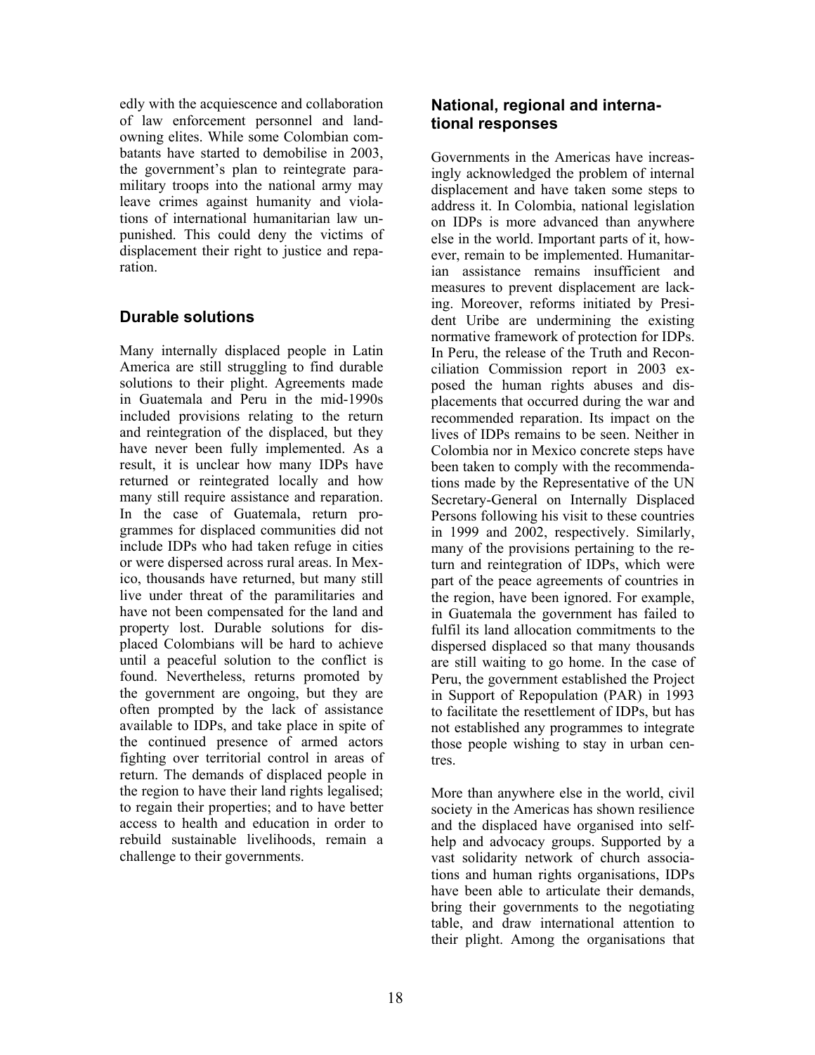edly with the acquiescence and collaboration of law enforcement personnel and landowning elites. While some Colombian combatants have started to demobilise in 2003, the government's plan to reintegrate paramilitary troops into the national army may leave crimes against humanity and violations of international humanitarian law unpunished. This could deny the victims of displacement their right to justice and reparation.

## Durable solutions

Many internally displaced people in Latin America are still struggling to find durable solutions to their plight. Agreements made in Guatemala and Peru in the mid-1990s included provisions relating to the return and reintegration of the displaced, but they have never been fully implemented. As a result, it is unclear how many IDPs have returned or reintegrated locally and how many still require assistance and reparation. In the case of Guatemala, return programmes for displaced communities did not include IDPs who had taken refuge in cities or were dispersed across rural areas. In Mexico, thousands have returned, but many still live under threat of the paramilitaries and have not been compensated for the land and property lost. Durable solutions for displaced Colombians will be hard to achieve until a peaceful solution to the conflict is found. Nevertheless, returns promoted by the government are ongoing, but they are often prompted by the lack of assistance available to IDPs, and take place in spite of the continued presence of armed actors fighting over territorial control in areas of return. The demands of displaced people in the region to have their land rights legalised; to regain their properties; and to have better access to health and education in order to rebuild sustainable livelihoods, remain a challenge to their governments.

## National, regional and international responses

Governments in the Americas have increasingly acknowledged the problem of internal displacement and have taken some steps to address it. In Colombia, national legislation on IDPs is more advanced than anywhere else in the world. Important parts of it, however, remain to be implemented. Humanitarian assistance remains insufficient and measures to prevent displacement are lacking. Moreover, reforms initiated by President Uribe are undermining the existing normative framework of protection for IDPs. In Peru, the release of the Truth and Reconciliation Commission report in 2003 exposed the human rights abuses and displacements that occurred during the war and recommended reparation. Its impact on the lives of IDPs remains to be seen. Neither in Colombia nor in Mexico concrete steps have been taken to comply with the recommendations made by the Representative of the UN Secretary-General on Internally Displaced Persons following his visit to these countries in 1999 and 2002, respectively. Similarly, many of the provisions pertaining to the return and reintegration of IDPs, which were part of the peace agreements of countries in the region, have been ignored. For example, in Guatemala the government has failed to fulfil its land allocation commitments to the dispersed displaced so that many thousands are still waiting to go home. In the case of Peru, the government established the Project in Support of Repopulation (PAR) in 1993 to facilitate the resettlement of IDPs, but has not established any programmes to integrate those people wishing to stay in urban centres.

More than anywhere else in the world, civil society in the Americas has shown resilience and the displaced have organised into self-help and advocacy groups. Supported by a vast solidarity network of church associations and human rights organisations, IDPs have been able to articulate their demands, bring their governments to the negotiating table, and draw international attention to their plight. Among the organisations that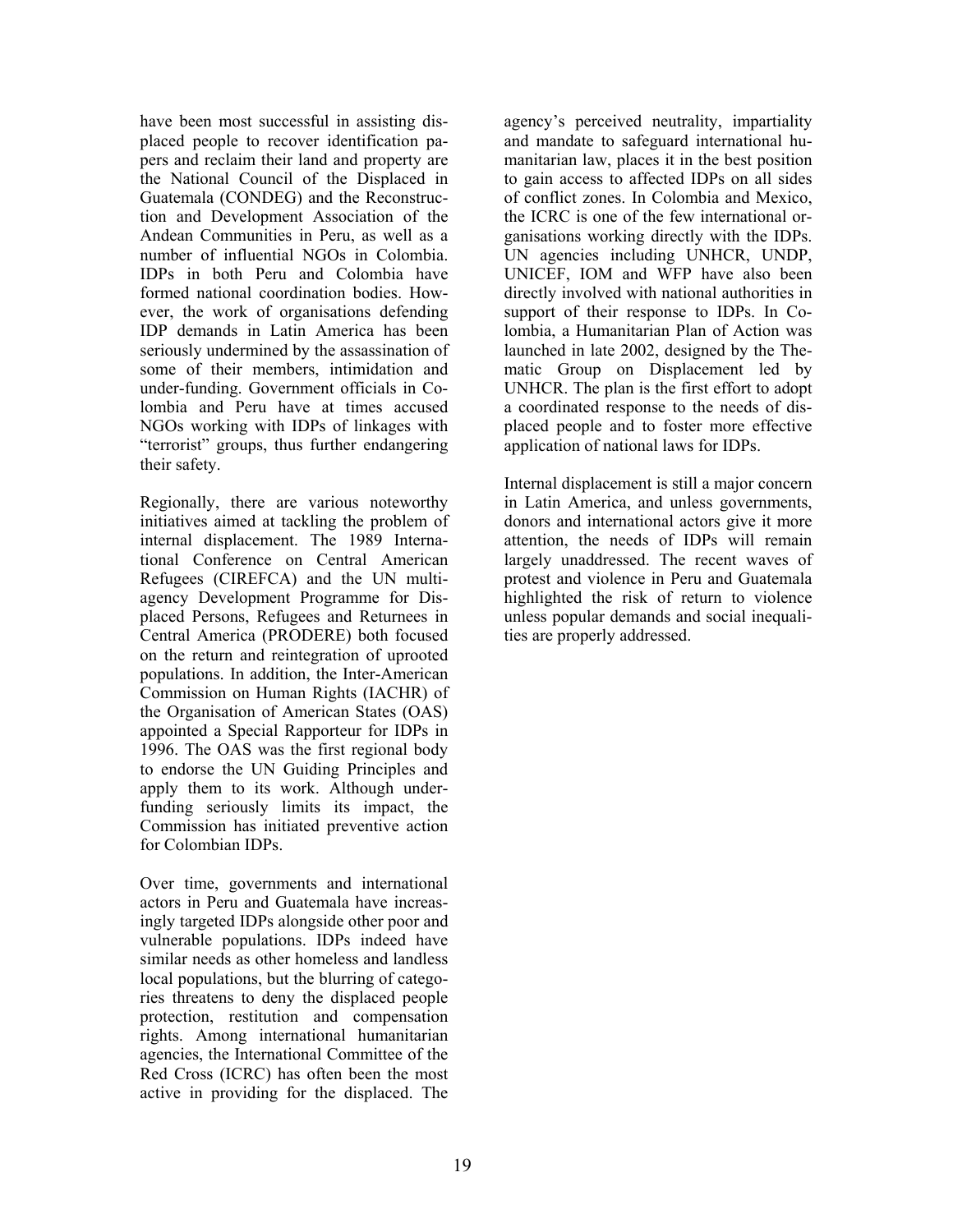have been most successful in assisting displaced people to recover identification papers and reclaim their land and property are the National Council of the Displaced in Guatemala (CONDEG) and the Reconstruction and Development Association of the Andean Communities in Peru, as well as a number of influential NGOs in Colombia. IDPs in both Peru and Colombia have formed national coordination bodies. However, the work of organisations defending IDP demands in Latin America has been seriously undermined by the assassination of some of their members, intimidation and under-funding. Government officials in Colombia and Peru have at times accused NGOs working with IDPs of linkages with "terrorist" groups, thus further endangering their safety.

Regionally, there are various noteworthy initiatives aimed at tackling the problem of internal displacement. The 1989 International Conference on Central American Refugees (CIREFCA) and the UN multi-agency Development Programme for Displaced Persons, Refugees and Returnees in Central America (PRODERE) both focused on the return and reintegration of uprooted populations. In addition, the Inter-American Commission on Human Rights (IACHR) of the Organisation of American States (OAS) appointed a Special Rapporteur for IDPs in 1996. The OAS was the first regional body to endorse the UN Guiding Principles and apply them to its work. Although under-funding seriously limits its impact, the Commission has initiated preventive action for Colombian IDPs.

Over time, governments and international actors in Peru and Guatemala have increasingly targeted IDPs alongside other poor and vulnerable populations. IDPs indeed have similar needs as other homeless and landless local populations, but the blurring of categories threatens to deny the displaced people protection, restitution and compensation rights. Among international humanitarian agencies, the International Committee of the Red Cross (ICRC) has often been the most active in providing for the displaced. The agency's perceived neutrality, impartiality and mandate to safeguard international humanitarian law, places it in the best position to gain access to affected IDPs on all sides of conflict zones. In Colombia and Mexico, the ICRC is one of the few international organisations working directly with the IDPs. UN agencies including UNHCR, UNDP, UNICEF, IOM and WFP have also been directly involved with national authorities in support of their response to IDPs. In Colombia, a Humanitarian Plan of Action was launched in late 2002, designed by the Thematic Group on Displacement led by UNHCR. The plan is the first effort to adopt a coordinated response to the needs of displaced people and to foster more effective application of national laws for IDPs.

Internal displacement is still a major concern in Latin America, and unless governments, donors and international actors give it more attention, the needs of IDPs will remain largely unaddressed. The recent waves of protest and violence in Peru and Guatemala highlighted the risk of return to violence unless popular demands and social inequalities are properly addressed.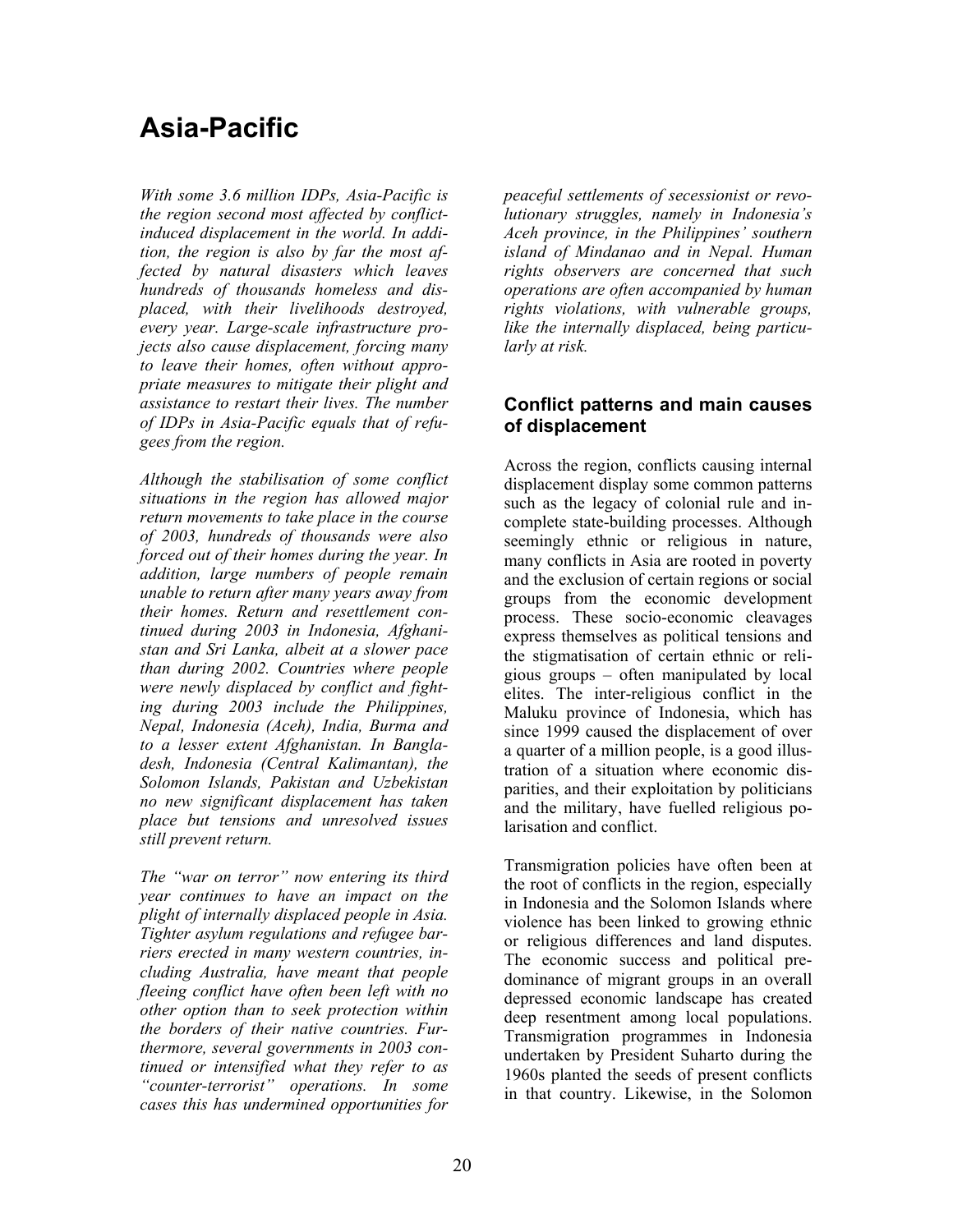# Asia-Pacific

*With some 3.6 million IDPs, Asia-Pacific is the region second most affected by conflict-induced displacement in the world. In addition, the region is also by far the most affected by natural disasters which leaves hundreds of thousands homeless and displaced, with their livelihoods destroyed, every year. Large-scale infrastructure projects also cause displacement, forcing many to leave their homes, often without appropriate measures to mitigate their plight and assistance to restart their lives. The number of IDPs in Asia-Pacific equals that of refugees from the region.*

*Although the stabilisation of some conflict situations in the region has allowed major return movements to take place in the course of 2003, hundreds of thousands were also forced out of their homes during the year. In addition, large numbers of people remain unable to return after many years away from their homes. Return and resettlement continued during 2003 in Indonesia, Afghanistan and Sri Lanka, albeit at a slower pace than during 2002. Countries where people were newly displaced by conflict and fighting during 2003 include the Philippines, Nepal, Indonesia (Aceh), India, Burma and to a lesser extent Afghanistan. In Bangladesh, Indonesia (Central Kalimantan), the Solomon Islands, Pakistan and Uzbekistan no new significant displacement has taken place but tensions and unresolved issues still prevent return.*

*The "war on terror" now entering its third year continues to have an impact on the plight of internally displaced people in Asia. Tighter asylum regulations and refugee barriers erected in many western countries, including Australia, have meant that people fleeing conflict have often been left with no other option than to seek protection within the borders of their native countries. Furthermore, several governments in 2003 continued or intensified what they refer to as "counter-terrorist" operations. In some cases this has undermined opportunities for peaceful settlements of secessionist or revolutionary struggles, namely in Indonesia's Aceh province, in the Philippines' southern island of Mindanao and in Nepal. Human rights observers are concerned that such operations are often accompanied by human rights violations, with vulnerable groups, like the internally displaced, being particularly at risk.*

## Conflict patterns and main causes of displacement

Across the region, conflicts causing internal displacement display some common patterns such as the legacy of colonial rule and incomplete state-building processes. Although seemingly ethnic or religious in nature, many conflicts in Asia are rooted in poverty and the exclusion of certain regions or social groups from the economic development process. These socio-economic cleavages express themselves as political tensions and the stigmatisation of certain ethnic or religious groups – often manipulated by local elites. The inter-religious conflict in the Maluku province of Indonesia, which has since 1999 caused the displacement of over a quarter of a million people, is a good illustration of a situation where economic disparities, and their exploitation by politicians and the military, have fuelled religious polarisation and conflict.

Transmigration policies have often been at the root of conflicts in the region, especially in Indonesia and the Solomon Islands where violence has been linked to growing ethnic or religious differences and land disputes. The economic success and political predominance of migrant groups in an overall depressed economic landscape has created deep resentment among local populations. Transmigration programmes in Indonesia undertaken by President Suharto during the 1960s planted the seeds of present conflicts in that country. Likewise, in the Solomon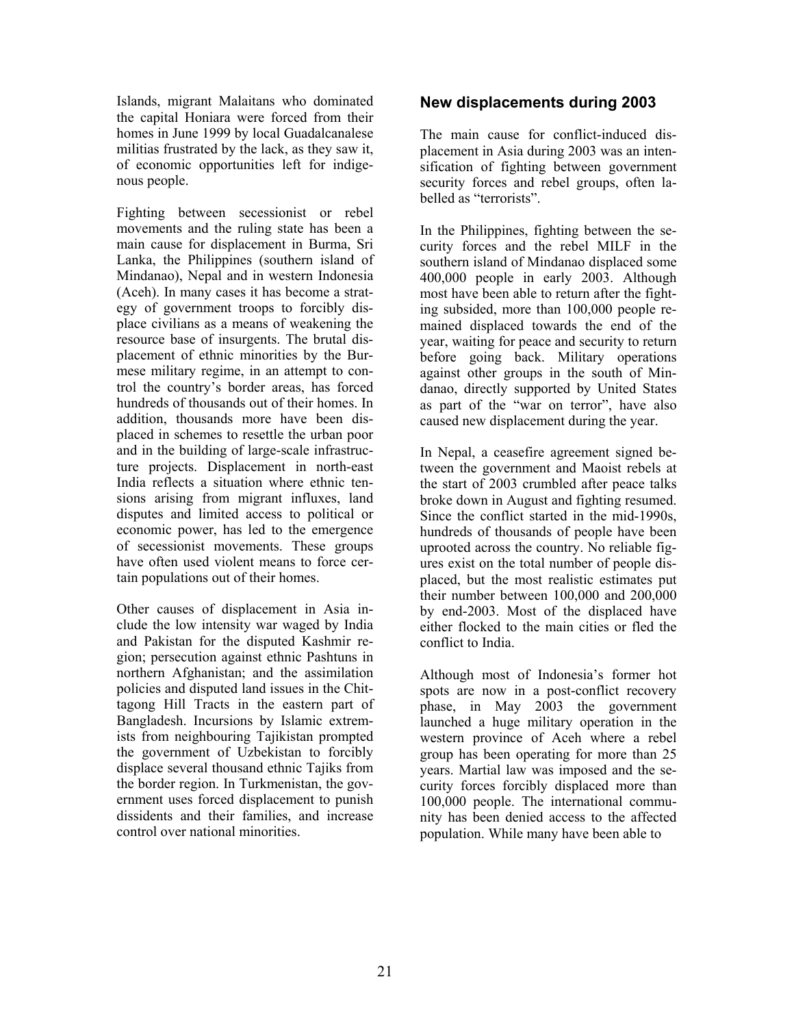Islands, migrant Malaitans who dominated the capital Honiara were forced from their homes in June 1999 by local Guadalcanalese militias frustrated by the lack, as they saw it, of economic opportunities left for indigenous people.

Fighting between secessionist or rebel movements and the ruling state has been a main cause for displacement in Burma, Sri Lanka, the Philippines (southern island of Mindanao), Nepal and in western Indonesia (Aceh). In many cases it has become a strategy of government troops to forcibly displace civilians as a means of weakening the resource base of insurgents. The brutal displacement of ethnic minorities by the Burmese military regime, in an attempt to control the country's border areas, has forced hundreds of thousands out of their homes. In addition, thousands more have been displaced in schemes to resettle the urban poor and in the building of large-scale infrastructure projects. Displacement in north-east India reflects a situation where ethnic tensions arising from migrant influxes, land disputes and limited access to political or economic power, has led to the emergence of secessionist movements. These groups have often used violent means to force certain populations out of their homes.

Other causes of displacement in Asia include the low intensity war waged by India and Pakistan for the disputed Kashmir region; persecution against ethnic Pashtuns in northern Afghanistan; and the assimilation policies and disputed land issues in the Chittagong Hill Tracts in the eastern part of Bangladesh. Incursions by Islamic extremists from neighbouring Tajikistan prompted the government of Uzbekistan to forcibly displace several thousand ethnic Tajiks from the border region. In Turkmenistan, the government uses forced displacement to punish dissidents and their families, and increase control over national minorities.

## New displacements during 2003

The main cause for conflict-induced displacement in Asia during 2003 was an intensification of fighting between government security forces and rebel groups, often labelled as "terrorists".

In the Philippines, fighting between the security forces and the rebel MILF in the southern island of Mindanao displaced some 400,000 people in early 2003. Although most have been able to return after the fighting subsided, more than 100,000 people remained displaced towards the end of the year, waiting for peace and security to return before going back. Military operations against other groups in the south of Mindanao, directly supported by United States as part of the "war on terror", have also caused new displacement during the year.

In Nepal, a ceasefire agreement signed between the government and Maoist rebels at the start of 2003 crumbled after peace talks broke down in August and fighting resumed. Since the conflict started in the mid-1990s, hundreds of thousands of people have been uprooted across the country. No reliable figures exist on the total number of people displaced, but the most realistic estimates put their number between 100,000 and 200,000 by end-2003. Most of the displaced have either flocked to the main cities or fled the conflict to India.

Although most of Indonesia's former hot spots are now in a post-conflict recovery phase, in May 2003 the government launched a huge military operation in the western province of Aceh where a rebel group has been operating for more than 25 years. Martial law was imposed and the security forces forcibly displaced more than 100,000 people. The international community has been denied access to the affected population. While many have been able to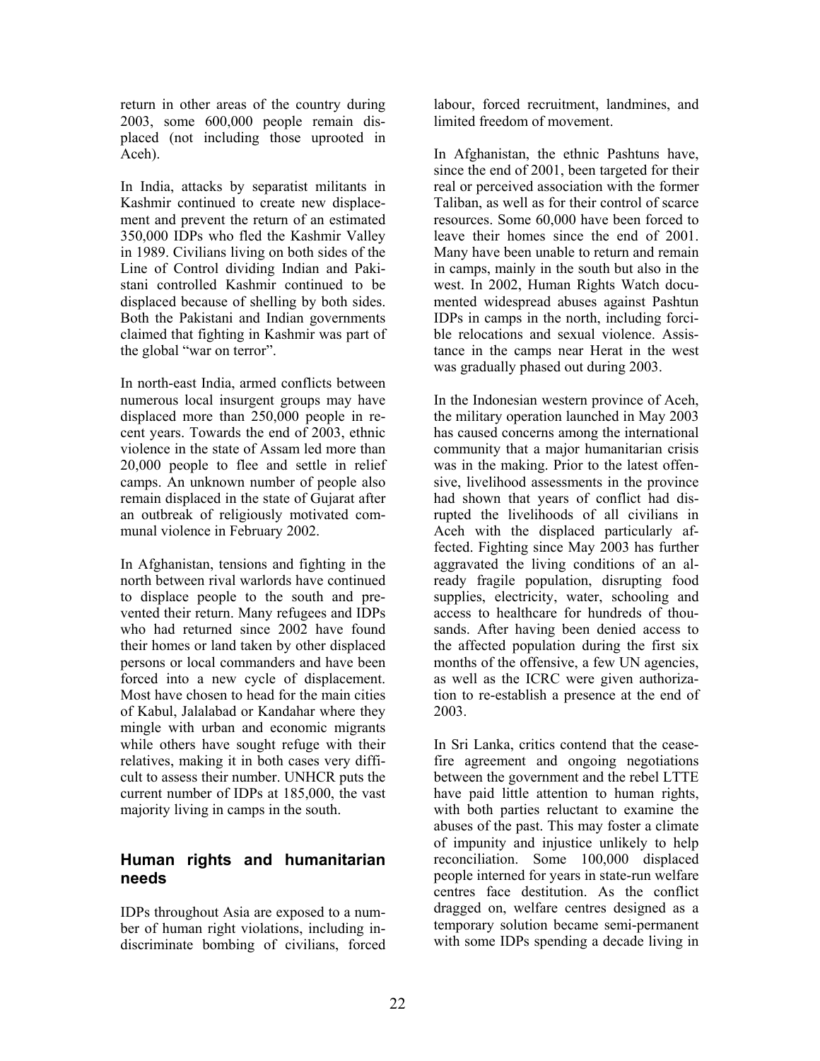return in other areas of the country during 2003, some 600,000 people remain displaced (not including those uprooted in Aceh).

In India, attacks by separatist militants in Kashmir continued to create new displacement and prevent the return of an estimated 350,000 IDPs who fled the Kashmir Valley in 1989. Civilians living on both sides of the Line of Control dividing Indian and Pakistani controlled Kashmir continued to be displaced because of shelling by both sides. Both the Pakistani and Indian governments claimed that fighting in Kashmir was part of the global "war on terror".

In north-east India, armed conflicts between numerous local insurgent groups may have displaced more than 250,000 people in recent years. Towards the end of 2003, ethnic violence in the state of Assam led more than 20,000 people to flee and settle in relief camps. An unknown number of people also remain displaced in the state of Gujarat after an outbreak of religiously motivated communal violence in February 2002.

In Afghanistan, tensions and fighting in the north between rival warlords have continued to displace people to the south and prevented their return. Many refugees and IDPs who had returned since 2002 have found their homes or land taken by other displaced persons or local commanders and have been forced into a new cycle of displacement. Most have chosen to head for the main cities of Kabul, Jalalabad or Kandahar where they mingle with urban and economic migrants while others have sought refuge with their relatives, making it in both cases very difficult to assess their number. UNHCR puts the current number of IDPs at 185,000, the vast majority living in camps in the south.

## Human rights and humanitarian needs

IDPs throughout Asia are exposed to a number of human right violations, including indiscriminate bombing of civilians, forced labour, forced recruitment, landmines, and limited freedom of movement.

In Afghanistan, the ethnic Pashtuns have, since the end of 2001, been targeted for their real or perceived association with the former Taliban, as well as for their control of scarce resources. Some 60,000 have been forced to leave their homes since the end of 2001. Many have been unable to return and remain in camps, mainly in the south but also in the west. In 2002, Human Rights Watch documented widespread abuses against Pashtun IDPs in camps in the north, including forcible relocations and sexual violence. Assistance in the camps near Herat in the west was gradually phased out during 2003.

In the Indonesian western province of Aceh, the military operation launched in May 2003 has caused concerns among the international community that a major humanitarian crisis was in the making. Prior to the latest offensive, livelihood assessments in the province had shown that years of conflict had disrupted the livelihoods of all civilians in Aceh with the displaced particularly affected. Fighting since May 2003 has further aggravated the living conditions of an already fragile population, disrupting food supplies, electricity, water, schooling and access to healthcare for hundreds of thousands. After having been denied access to the affected population during the first six months of the offensive, a few UN agencies, as well as the ICRC were given authorization to re-establish a presence at the end of 2003.

In Sri Lanka, critics contend that the ceasefire agreement and ongoing negotiations between the government and the rebel LTTE have paid little attention to human rights, with both parties reluctant to examine the abuses of the past. This may foster a climate of impunity and injustice unlikely to help reconciliation. Some 100,000 displaced people interned for years in state-run welfare centres face destitution. As the conflict dragged on, welfare centres designed as a temporary solution became semi-permanent with some IDPs spending a decade living in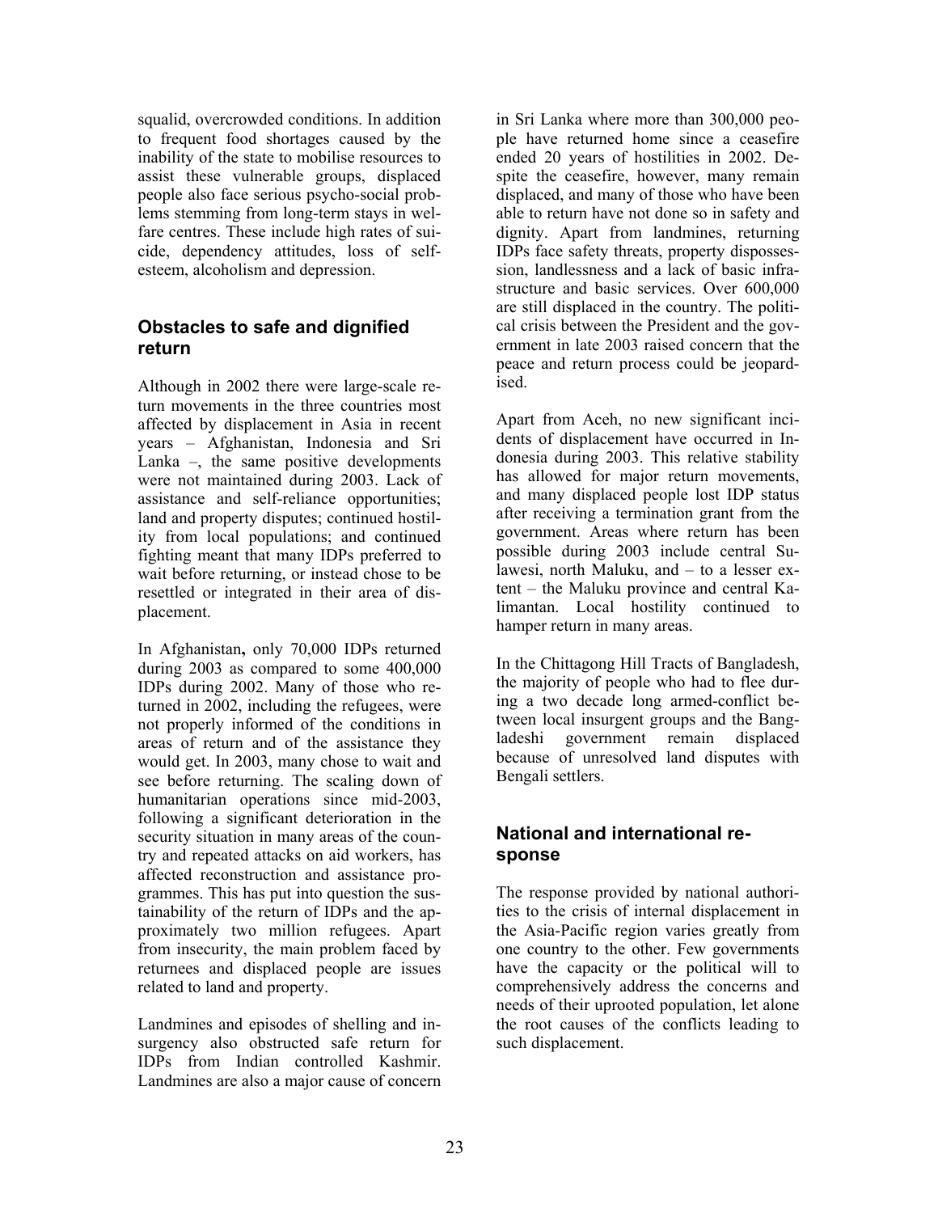squalid, overcrowded conditions. In addition to frequent food shortages caused by the inability of the state to mobilise resources to assist these vulnerable groups, displaced people also face serious psycho-social problems stemming from long-term stays in welfare centres. These include high rates of suicide, dependency attitudes, loss of self-esteem, alcoholism and depression.

## Obstacles to safe and dignified return

Although in 2002 there were large-scale return movements in the three countries most affected by displacement in Asia in recent years – Afghanistan, Indonesia and Sri Lanka –, the same positive developments were not maintained during 2003. Lack of assistance and self-reliance opportunities; land and property disputes; continued hostility from local populations; and continued fighting meant that many IDPs preferred to wait before returning, or instead chose to be resettled or integrated in their area of displacement.

In Afghanistan**,** only 70,000 IDPs returned during 2003 as compared to some 400,000 IDPs during 2002. Many of those who returned in 2002, including the refugees, were not properly informed of the conditions in areas of return and of the assistance they would get. In 2003, many chose to wait and see before returning. The scaling down of humanitarian operations since mid-2003, following a significant deterioration in the security situation in many areas of the country and repeated attacks on aid workers, has affected reconstruction and assistance programmes. This has put into question the sustainability of the return of IDPs and the approximately two million refugees. Apart from insecurity, the main problem faced by returnees and displaced people are issues related to land and property.

Landmines and episodes of shelling and insurgency also obstructed safe return for IDPs from Indian controlled Kashmir. Landmines are also a major cause of concern in Sri Lanka where more than 300,000 people have returned home since a ceasefire ended 20 years of hostilities in 2002. Despite the ceasefire, however, many remain displaced, and many of those who have been able to return have not done so in safety and dignity. Apart from landmines, returning IDPs face safety threats, property dispossession, landlessness and a lack of basic infrastructure and basic services. Over 600,000 are still displaced in the country. The political crisis between the President and the government in late 2003 raised concern that the peace and return process could be jeopardised.

Apart from Aceh, no new significant incidents of displacement have occurred in Indonesia during 2003. This relative stability has allowed for major return movements, and many displaced people lost IDP status after receiving a termination grant from the government. Areas where return has been possible during 2003 include central Sulawesi, north Maluku, and – to a lesser extent – the Maluku province and central Kalimantan. Local hostility continued to hamper return in many areas.

In the Chittagong Hill Tracts of Bangladesh, the majority of people who had to flee during a two decade long armed-conflict between local insurgent groups and the Bangladeshi government remain displaced because of unresolved land disputes with Bengali settlers.

## National and international response

The response provided by national authorities to the crisis of internal displacement in the Asia-Pacific region varies greatly from one country to the other. Few governments have the capacity or the political will to comprehensively address the concerns and needs of their uprooted population, let alone the root causes of the conflicts leading to such displacement.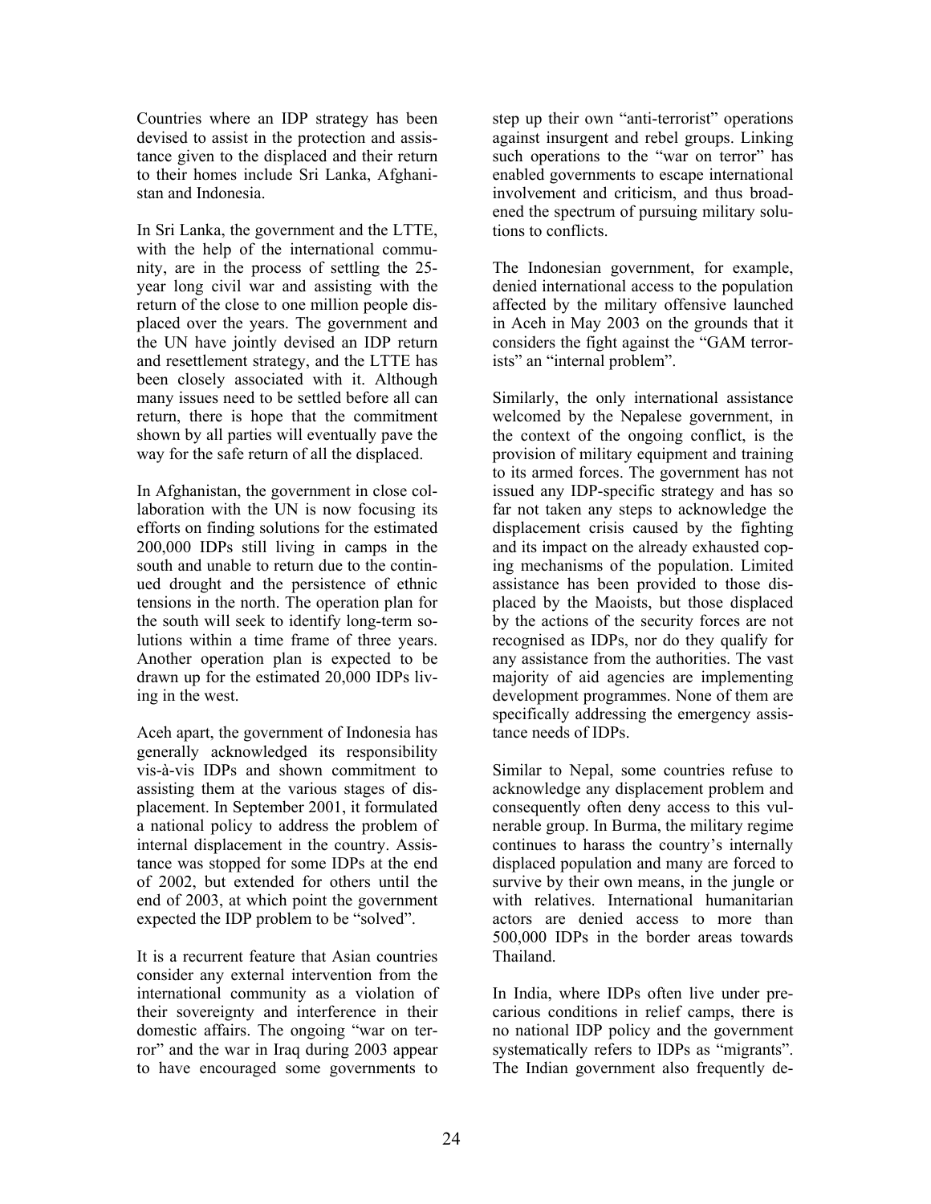Countries where an IDP strategy has been devised to assist in the protection and assistance given to the displaced and their return to their homes include Sri Lanka, Afghanistan and Indonesia.

In Sri Lanka, the government and the LTTE, with the help of the international community, are in the process of settling the 25-year long civil war and assisting with the return of the close to one million people displaced over the years. The government and the UN have jointly devised an IDP return and resettlement strategy, and the LTTE has been closely associated with it. Although many issues need to be settled before all can return, there is hope that the commitment shown by all parties will eventually pave the way for the safe return of all the displaced.

In Afghanistan, the government in close collaboration with the UN is now focusing its efforts on finding solutions for the estimated 200,000 IDPs still living in camps in the south and unable to return due to the continued drought and the persistence of ethnic tensions in the north. The operation plan for the south will seek to identify long-term solutions within a time frame of three years. Another operation plan is expected to be drawn up for the estimated 20,000 IDPs living in the west.

Aceh apart, the government of Indonesia has generally acknowledged its responsibility vis-à-vis IDPs and shown commitment to assisting them at the various stages of displacement. In September 2001, it formulated a national policy to address the problem of internal displacement in the country. Assistance was stopped for some IDPs at the end of 2002, but extended for others until the end of 2003, at which point the government expected the IDP problem to be "solved".

It is a recurrent feature that Asian countries consider any external intervention from the international community as a violation of their sovereignty and interference in their domestic affairs. The ongoing "war on terror" and the war in Iraq during 2003 appear to have encouraged some governments to step up their own "anti-terrorist" operations against insurgent and rebel groups. Linking such operations to the "war on terror" has enabled governments to escape international involvement and criticism, and thus broadened the spectrum of pursuing military solutions to conflicts.

The Indonesian government, for example, denied international access to the population affected by the military offensive launched in Aceh in May 2003 on the grounds that it considers the fight against the "GAM terrorists" an "internal problem".

Similarly, the only international assistance welcomed by the Nepalese government, in the context of the ongoing conflict, is the provision of military equipment and training to its armed forces. The government has not issued any IDP-specific strategy and has so far not taken any steps to acknowledge the displacement crisis caused by the fighting and its impact on the already exhausted coping mechanisms of the population. Limited assistance has been provided to those displaced by the Maoists, but those displaced by the actions of the security forces are not recognised as IDPs, nor do they qualify for any assistance from the authorities. The vast majority of aid agencies are implementing development programmes. None of them are specifically addressing the emergency assistance needs of IDPs.

Similar to Nepal, some countries refuse to acknowledge any displacement problem and consequently often deny access to this vulnerable group. In Burma, the military regime continues to harass the country's internally displaced population and many are forced to survive by their own means, in the jungle or with relatives. International humanitarian actors are denied access to more than 500,000 IDPs in the border areas towards Thailand.

In India, where IDPs often live under precarious conditions in relief camps, there is no national IDP policy and the government systematically refers to IDPs as "migrants". The Indian government also frequently de-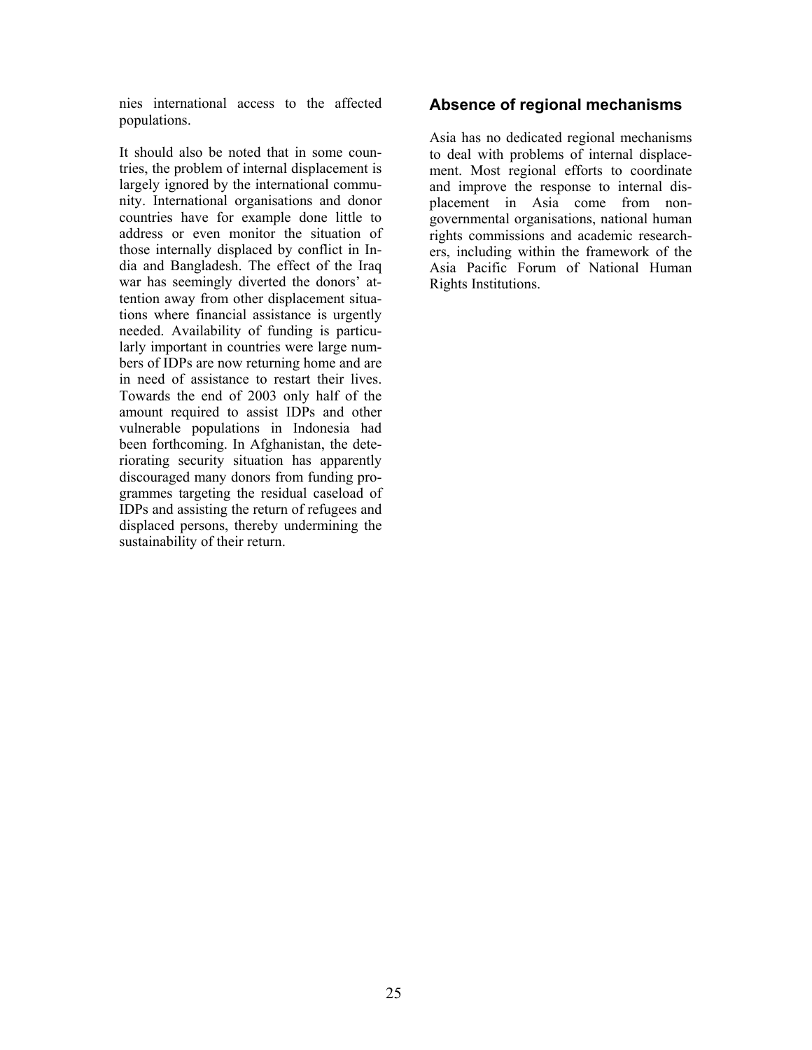nies international access to the affected populations.

It should also be noted that in some countries, the problem of internal displacement is largely ignored by the international community. International organisations and donor countries have for example done little to address or even monitor the situation of those internally displaced by conflict in India and Bangladesh. The effect of the Iraq war has seemingly diverted the donors' attention away from other displacement situations where financial assistance is urgently needed. Availability of funding is particularly important in countries were large numbers of IDPs are now returning home and are in need of assistance to restart their lives. Towards the end of 2003 only half of the amount required to assist IDPs and other vulnerable populations in Indonesia had been forthcoming. In Afghanistan, the deteriorating security situation has apparently discouraged many donors from funding programmes targeting the residual caseload of IDPs and assisting the return of refugees and displaced persons, thereby undermining the sustainability of their return.

## Absence of regional mechanisms

Asia has no dedicated regional mechanisms to deal with problems of internal displacement. Most regional efforts to coordinate and improve the response to internal displacement in Asia come from non-governmental organisations, national human rights commissions and academic researchers, including within the framework of the Asia Pacific Forum of National Human Rights Institutions.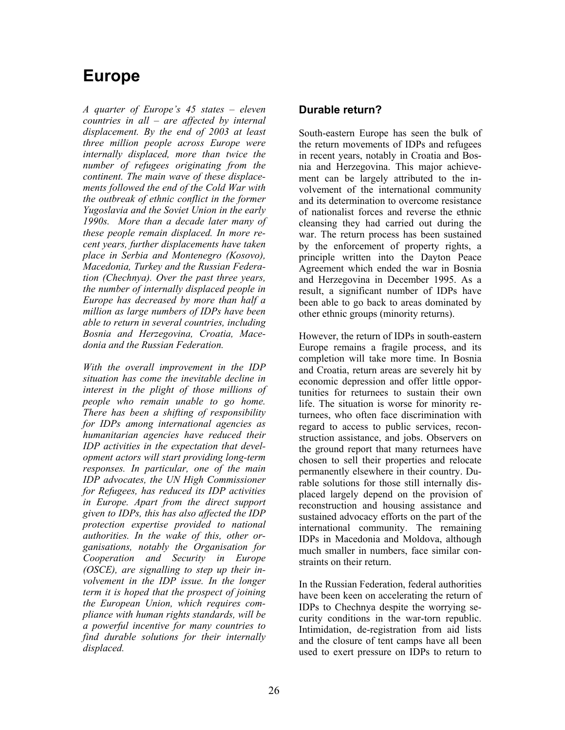# Europe

*A quarter of Europe's 45 states – eleven countries in all – are affected by internal displacement. By the end of 2003 at least three million people across Europe were internally displaced, more than twice the number of refugees originating from the continent. The main wave of these displacements followed the end of the Cold War with the outbreak of ethnic conflict in the former Yugoslavia and the Soviet Union in the early 1990s. More than a decade later many of these people remain displaced. In more recent years, further displacements have taken place in Serbia and Montenegro (Kosovo), Macedonia, Turkey and the Russian Federation (Chechnya). Over the past three years, the number of internally displaced people in Europe has decreased by more than half a million as large numbers of IDPs have been able to return in several countries, including Bosnia and Herzegovina, Croatia, Macedonia and the Russian Federation.*

*With the overall improvement in the IDP situation has come the inevitable decline in interest in the plight of those millions of people who remain unable to go home. There has been a shifting of responsibility for IDPs among international agencies as humanitarian agencies have reduced their IDP activities in the expectation that development actors will start providing long-term responses. In particular, one of the main IDP advocates, the UN High Commissioner for Refugees, has reduced its IDP activities in Europe. Apart from the direct support given to IDPs, this has also affected the IDP protection expertise provided to national authorities. In the wake of this, other organisations, notably the Organisation for Cooperation and Security in Europe (OSCE), are signalling to step up their involvement in the IDP issue. In the longer term it is hoped that the prospect of joining the European Union, which requires compliance with human rights standards, will be a powerful incentive for many countries to find durable solutions for their internally displaced.*

## Durable return?

South-eastern Europe has seen the bulk of the return movements of IDPs and refugees in recent years, notably in Croatia and Bosnia and Herzegovina. This major achievement can be largely attributed to the involvement of the international community and its determination to overcome resistance of nationalist forces and reverse the ethnic cleansing they had carried out during the war. The return process has been sustained by the enforcement of property rights, a principle written into the Dayton Peace Agreement which ended the war in Bosnia and Herzegovina in December 1995. As a result, a significant number of IDPs have been able to go back to areas dominated by other ethnic groups (minority returns).

However, the return of IDPs in south-eastern Europe remains a fragile process, and its completion will take more time. In Bosnia and Croatia, return areas are severely hit by economic depression and offer little opportunities for returnees to sustain their own life. The situation is worse for minority returnees, who often face discrimination with regard to access to public services, reconstruction assistance, and jobs. Observers on the ground report that many returnees have chosen to sell their properties and relocate permanently elsewhere in their country. Durable solutions for those still internally displaced largely depend on the provision of reconstruction and housing assistance and sustained advocacy efforts on the part of the international community. The remaining IDPs in Macedonia and Moldova, although much smaller in numbers, face similar constraints on their return.

In the Russian Federation, federal authorities have been keen on accelerating the return of IDPs to Chechnya despite the worrying security conditions in the war-torn republic. Intimidation, de-registration from aid lists and the closure of tent camps have all been used to exert pressure on IDPs to return to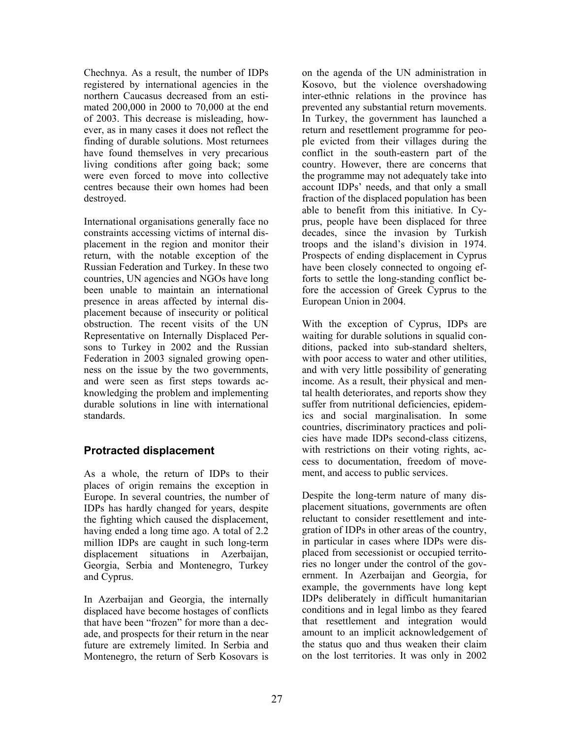Chechnya. As a result, the number of IDPs registered by international agencies in the northern Caucasus decreased from an estimated 200,000 in 2000 to 70,000 at the end of 2003. This decrease is misleading, however, as in many cases it does not reflect the finding of durable solutions. Most returnees have found themselves in very precarious living conditions after going back; some were even forced to move into collective centres because their own homes had been destroyed.

International organisations generally face no constraints accessing victims of internal displacement in the region and monitor their return, with the notable exception of the Russian Federation and Turkey. In these two countries, UN agencies and NGOs have long been unable to maintain an international presence in areas affected by internal displacement because of insecurity or political obstruction. The recent visits of the UN Representative on Internally Displaced Persons to Turkey in 2002 and the Russian Federation in 2003 signaled growing openness on the issue by the two governments, and were seen as first steps towards acknowledging the problem and implementing durable solutions in line with international standards.

## Protracted displacement

As a whole, the return of IDPs to their places of origin remains the exception in Europe. In several countries, the number of IDPs has hardly changed for years, despite the fighting which caused the displacement, having ended a long time ago. A total of 2.2 million IDPs are caught in such long-term displacement situations in Azerbaijan, Georgia, Serbia and Montenegro, Turkey and Cyprus.

In Azerbaijan and Georgia, the internally displaced have become hostages of conflicts that have been "frozen" for more than a decade, and prospects for their return in the near future are extremely limited. In Serbia and Montenegro, the return of Serb Kosovars is on the agenda of the UN administration in Kosovo, but the violence overshadowing inter-ethnic relations in the province has prevented any substantial return movements. In Turkey, the government has launched a return and resettlement programme for people evicted from their villages during the conflict in the south-eastern part of the country. However, there are concerns that the programme may not adequately take into account IDPs' needs, and that only a small fraction of the displaced population has been able to benefit from this initiative. In Cyprus, people have been displaced for three decades, since the invasion by Turkish troops and the island's division in 1974. Prospects of ending displacement in Cyprus have been closely connected to ongoing efforts to settle the long-standing conflict before the accession of Greek Cyprus to the European Union in 2004.

With the exception of Cyprus, IDPs are waiting for durable solutions in squalid conditions, packed into sub-standard shelters, with poor access to water and other utilities, and with very little possibility of generating income. As a result, their physical and mental health deteriorates, and reports show they suffer from nutritional deficiencies, epidemics and social marginalisation. In some countries, discriminatory practices and policies have made IDPs second-class citizens, with restrictions on their voting rights, access to documentation, freedom of movement, and access to public services.

Despite the long-term nature of many displacement situations, governments are often reluctant to consider resettlement and integration of IDPs in other areas of the country, in particular in cases where IDPs were displaced from secessionist or occupied territories no longer under the control of the government. In Azerbaijan and Georgia, for example, the governments have long kept IDPs deliberately in difficult humanitarian conditions and in legal limbo as they feared that resettlement and integration would amount to an implicit acknowledgement of the status quo and thus weaken their claim on the lost territories. It was only in 2002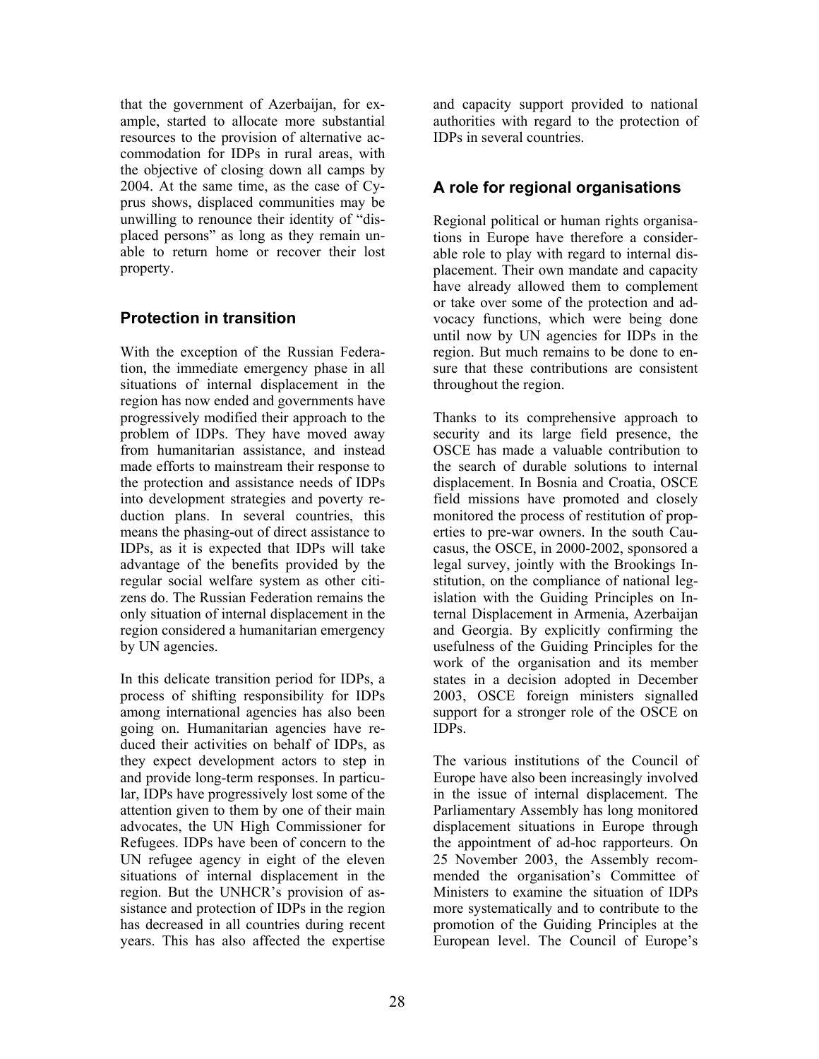that the government of Azerbaijan, for example, started to allocate more substantial resources to the provision of alternative accommodation for IDPs in rural areas, with the objective of closing down all camps by 2004. At the same time, as the case of Cyprus shows, displaced communities may be unwilling to renounce their identity of "displaced persons" as long as they remain unable to return home or recover their lost property.

## Protection in transition

With the exception of the Russian Federation, the immediate emergency phase in all situations of internal displacement in the region has now ended and governments have progressively modified their approach to the problem of IDPs. They have moved away from humanitarian assistance, and instead made efforts to mainstream their response to the protection and assistance needs of IDPs into development strategies and poverty reduction plans. In several countries, this means the phasing-out of direct assistance to IDPs, as it is expected that IDPs will take advantage of the benefits provided by the regular social welfare system as other citizens do. The Russian Federation remains the only situation of internal displacement in the region considered a humanitarian emergency by UN agencies.

In this delicate transition period for IDPs, a process of shifting responsibility for IDPs among international agencies has also been going on. Humanitarian agencies have reduced their activities on behalf of IDPs, as they expect development actors to step in and provide long-term responses. In particular, IDPs have progressively lost some of the attention given to them by one of their main advocates, the UN High Commissioner for Refugees. IDPs have been of concern to the UN refugee agency in eight of the eleven situations of internal displacement in the region. But the UNHCR's provision of assistance and protection of IDPs in the region has decreased in all countries during recent years. This has also affected the expertise and capacity support provided to national authorities with regard to the protection of IDPs in several countries.

## A role for regional organisations

Regional political or human rights organisations in Europe have therefore a considerable role to play with regard to internal displacement. Their own mandate and capacity have already allowed them to complement or take over some of the protection and advocacy functions, which were being done until now by UN agencies for IDPs in the region. But much remains to be done to ensure that these contributions are consistent throughout the region.

Thanks to its comprehensive approach to security and its large field presence, the OSCE has made a valuable contribution to the search of durable solutions to internal displacement. In Bosnia and Croatia, OSCE field missions have promoted and closely monitored the process of restitution of properties to pre-war owners. In the south Caucasus, the OSCE, in 2000-2002, sponsored a legal survey, jointly with the Brookings Institution, on the compliance of national legislation with the Guiding Principles on Internal Displacement in Armenia, Azerbaijan and Georgia. By explicitly confirming the usefulness of the Guiding Principles for the work of the organisation and its member states in a decision adopted in December 2003, OSCE foreign ministers signalled support for a stronger role of the OSCE on IDPs.

The various institutions of the Council of Europe have also been increasingly involved in the issue of internal displacement. The Parliamentary Assembly has long monitored displacement situations in Europe through the appointment of ad-hoc rapporteurs. On 25 November 2003, the Assembly recommended the organisation's Committee of Ministers to examine the situation of IDPs more systematically and to contribute to the promotion of the Guiding Principles at the European level. The Council of Europe's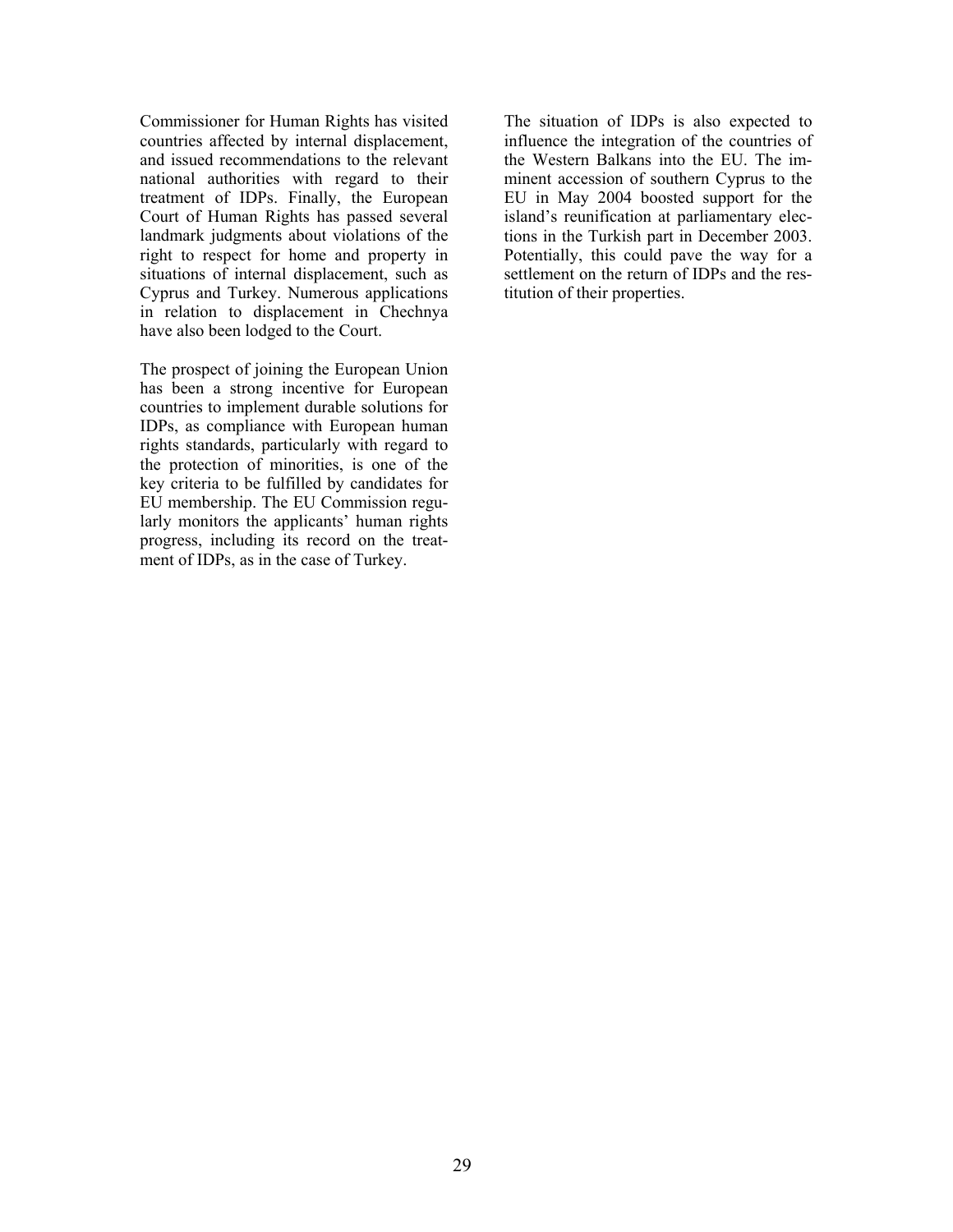Commissioner for Human Rights has visited countries affected by internal displacement, and issued recommendations to the relevant national authorities with regard to their treatment of IDPs. Finally, the European Court of Human Rights has passed several landmark judgments about violations of the right to respect for home and property in situations of internal displacement, such as Cyprus and Turkey. Numerous applications in relation to displacement in Chechnya have also been lodged to the Court.

The prospect of joining the European Union has been a strong incentive for European countries to implement durable solutions for IDPs, as compliance with European human rights standards, particularly with regard to the protection of minorities, is one of the key criteria to be fulfilled by candidates for EU membership. The EU Commission regularly monitors the applicants' human rights progress, including its record on the treatment of IDPs, as in the case of Turkey.

The situation of IDPs is also expected to influence the integration of the countries of the Western Balkans into the EU. The imminent accession of southern Cyprus to the EU in May 2004 boosted support for the island's reunification at parliamentary elections in the Turkish part in December 2003. Potentially, this could pave the way for a settlement on the return of IDPs and the restitution of their properties.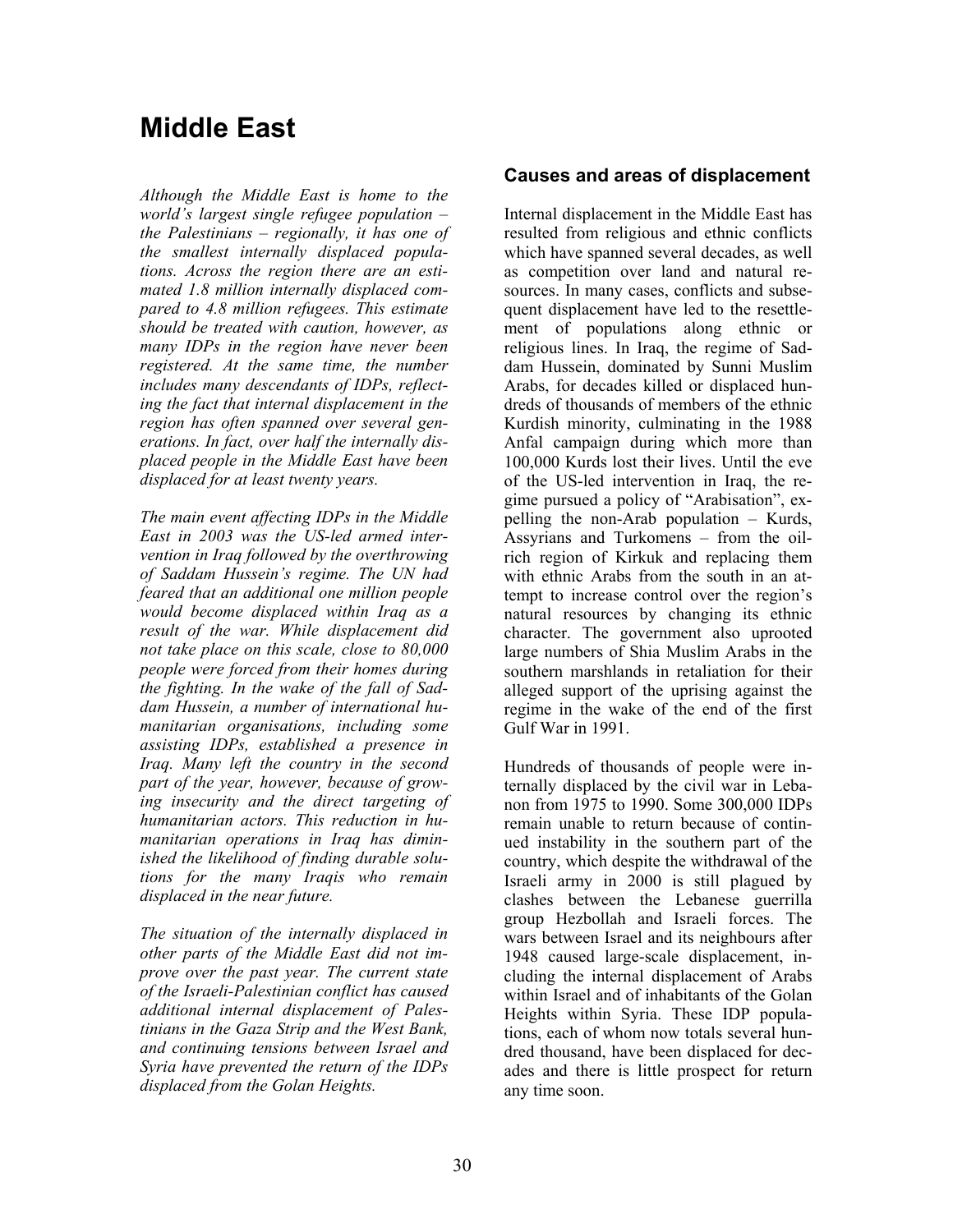# Middle East

*Although the Middle East is home to the world's largest single refugee population – the Palestinians – regionally, it has one of the smallest internally displaced populations. Across the region there are an estimated 1.8 million internally displaced compared to 4.8 million refugees. This estimate should be treated with caution, however, as many IDPs in the region have never been registered. At the same time, the number includes many descendants of IDPs, reflecting the fact that internal displacement in the region has often spanned over several generations. In fact, over half the internally displaced people in the Middle East have been displaced for at least twenty years.*

*The main event affecting IDPs in the Middle East in 2003 was the US-led armed intervention in Iraq followed by the overthrowing of Saddam Hussein's regime. The UN had feared that an additional one million people would become displaced within Iraq as a result of the war. While displacement did not take place on this scale, close to 80,000 people were forced from their homes during the fighting. In the wake of the fall of Saddam Hussein, a number of international humanitarian organisations, including some assisting IDPs, established a presence in Iraq. Many left the country in the second part of the year, however, because of growing insecurity and the direct targeting of humanitarian actors. This reduction in humanitarian operations in Iraq has diminished the likelihood of finding durable solutions for the many Iraqis who remain displaced in the near future.*

*The situation of the internally displaced in other parts of the Middle East did not improve over the past year. The current state of the Israeli-Palestinian conflict has caused additional internal displacement of Palestinians in the Gaza Strip and the West Bank, and continuing tensions between Israel and Syria have prevented the return of the IDPs displaced from the Golan Heights.*

## Causes and areas of displacement

Internal displacement in the Middle East has resulted from religious and ethnic conflicts which have spanned several decades, as well as competition over land and natural resources. In many cases, conflicts and subsequent displacement have led to the resettlement of populations along ethnic or religious lines. In Iraq, the regime of Saddam Hussein, dominated by Sunni Muslim Arabs, for decades killed or displaced hundreds of thousands of members of the ethnic Kurdish minority, culminating in the 1988 Anfal campaign during which more than 100,000 Kurds lost their lives. Until the eve of the US-led intervention in Iraq, the regime pursued a policy of "Arabisation", expelling the non-Arab population – Kurds, Assyrians and Turkomens – from the oil-rich region of Kirkuk and replacing them with ethnic Arabs from the south in an attempt to increase control over the region's natural resources by changing its ethnic character. The government also uprooted large numbers of Shia Muslim Arabs in the southern marshlands in retaliation for their alleged support of the uprising against the regime in the wake of the end of the first Gulf War in 1991.

Hundreds of thousands of people were internally displaced by the civil war in Lebanon from 1975 to 1990. Some 300,000 IDPs remain unable to return because of continued instability in the southern part of the country, which despite the withdrawal of the Israeli army in 2000 is still plagued by clashes between the Lebanese guerrilla group Hezbollah and Israeli forces. The wars between Israel and its neighbours after 1948 caused large-scale displacement, including the internal displacement of Arabs within Israel and of inhabitants of the Golan Heights within Syria. These IDP populations, each of whom now totals several hundred thousand, have been displaced for decades and there is little prospect for return any time soon.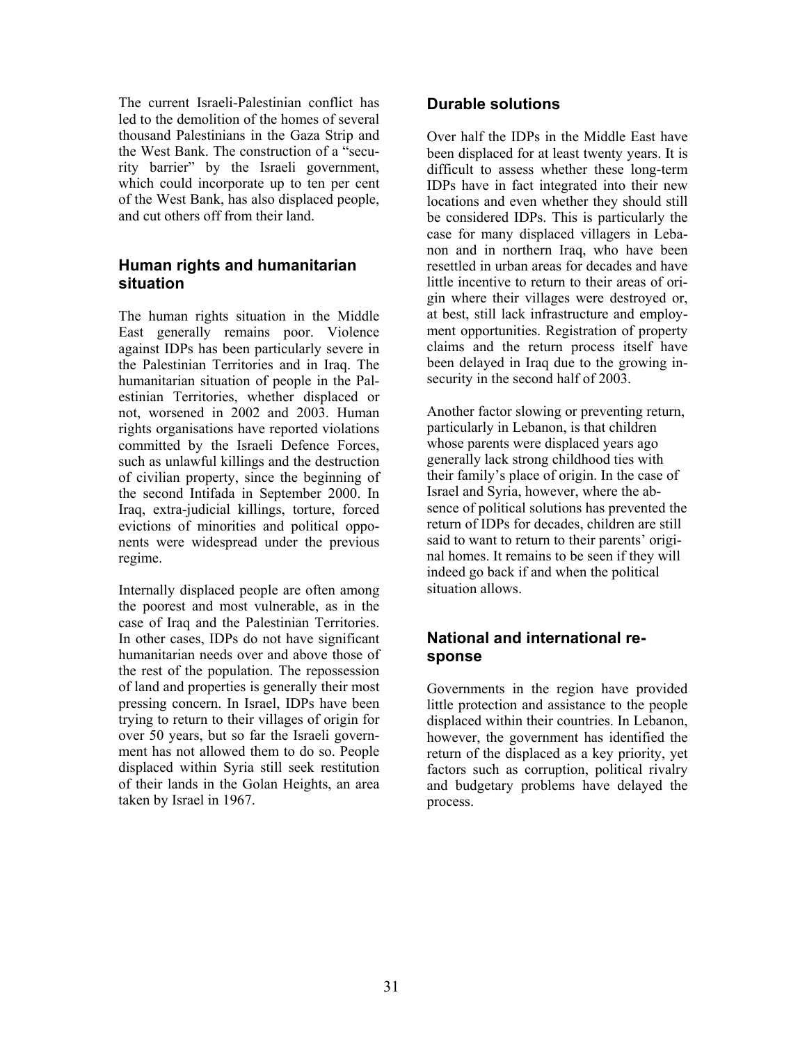The current Israeli-Palestinian conflict has led to the demolition of the homes of several thousand Palestinians in the Gaza Strip and the West Bank. The construction of a "security barrier" by the Israeli government, which could incorporate up to ten per cent of the West Bank, has also displaced people, and cut others off from their land.

## Human rights and humanitarian situation

The human rights situation in the Middle East generally remains poor. Violence against IDPs has been particularly severe in the Palestinian Territories and in Iraq. The humanitarian situation of people in the Palestinian Territories, whether displaced or not, worsened in 2002 and 2003. Human rights organisations have reported violations committed by the Israeli Defence Forces, such as unlawful killings and the destruction of civilian property, since the beginning of the second Intifada in September 2000. In Iraq, extra-judicial killings, torture, forced evictions of minorities and political opponents were widespread under the previous regime.

Internally displaced people are often among the poorest and most vulnerable, as in the case of Iraq and the Palestinian Territories. In other cases, IDPs do not have significant humanitarian needs over and above those of the rest of the population. The repossession of land and properties is generally their most pressing concern. In Israel, IDPs have been trying to return to their villages of origin for over 50 years, but so far the Israeli government has not allowed them to do so. People displaced within Syria still seek restitution of their lands in the Golan Heights, an area taken by Israel in 1967.

## Durable solutions

Over half the IDPs in the Middle East have been displaced for at least twenty years. It is difficult to assess whether these long-term IDPs have in fact integrated into their new locations and even whether they should still be considered IDPs. This is particularly the case for many displaced villagers in Lebanon and in northern Iraq, who have been resettled in urban areas for decades and have little incentive to return to their areas of origin where their villages were destroyed or, at best, still lack infrastructure and employment opportunities. Registration of property claims and the return process itself have been delayed in Iraq due to the growing insecurity in the second half of 2003.

Another factor slowing or preventing return, particularly in Lebanon, is that children whose parents were displaced years ago generally lack strong childhood ties with their family's place of origin. In the case of Israel and Syria, however, where the absence of political solutions has prevented the return of IDPs for decades, children are still said to want to return to their parents' original homes. It remains to be seen if they will indeed go back if and when the political situation allows.

## National and international response

Governments in the region have provided little protection and assistance to the people displaced within their countries. In Lebanon, however, the government has identified the return of the displaced as a key priority, yet factors such as corruption, political rivalry and budgetary problems have delayed the process.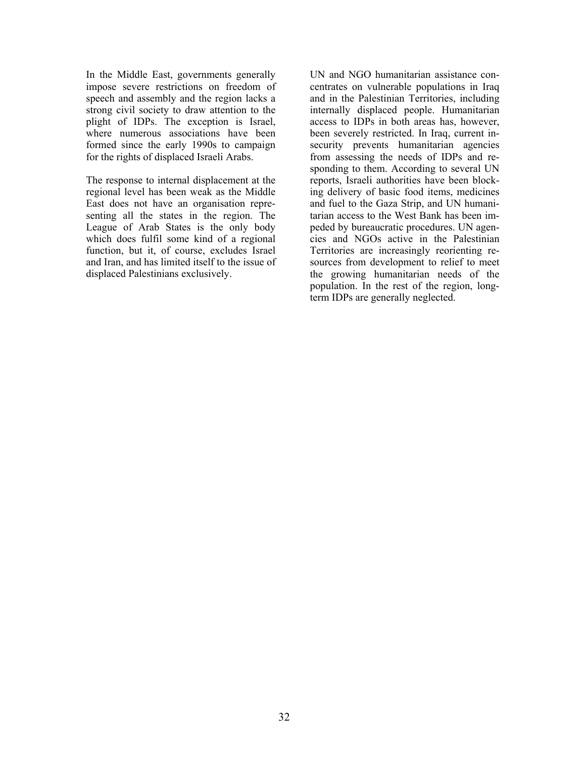In the Middle East, governments generally impose severe restrictions on freedom of speech and assembly and the region lacks a strong civil society to draw attention to the plight of IDPs. The exception is Israel, where numerous associations have been formed since the early 1990s to campaign for the rights of displaced Israeli Arabs.

The response to internal displacement at the regional level has been weak as the Middle East does not have an organisation representing all the states in the region. The League of Arab States is the only body which does fulfil some kind of a regional function, but it, of course, excludes Israel and Iran, and has limited itself to the issue of displaced Palestinians exclusively.

UN and NGO humanitarian assistance concentrates on vulnerable populations in Iraq and in the Palestinian Territories, including internally displaced people. Humanitarian access to IDPs in both areas has, however, been severely restricted. In Iraq, current insecurity prevents humanitarian agencies from assessing the needs of IDPs and responding to them. According to several UN reports, Israeli authorities have been blocking delivery of basic food items, medicines and fuel to the Gaza Strip, and UN humanitarian access to the West Bank has been impeded by bureaucratic procedures. UN agencies and NGOs active in the Palestinian Territories are increasingly reorienting resources from development to relief to meet the growing humanitarian needs of the population. In the rest of the region, long-term IDPs are generally neglected.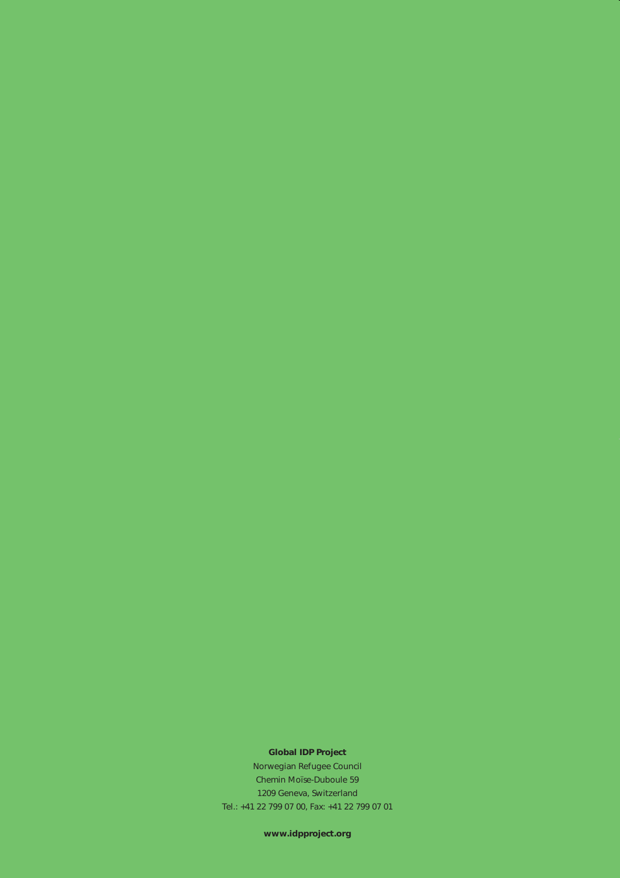**Global IDP Project**

Norwegian Refugee Council
Chemin Moïse-Duboule 59
1209 Geneva, Switzerland
Tel.: +41 22 799 07 00, Fax: +41 22 799 07 01

**www.idpproject.org**